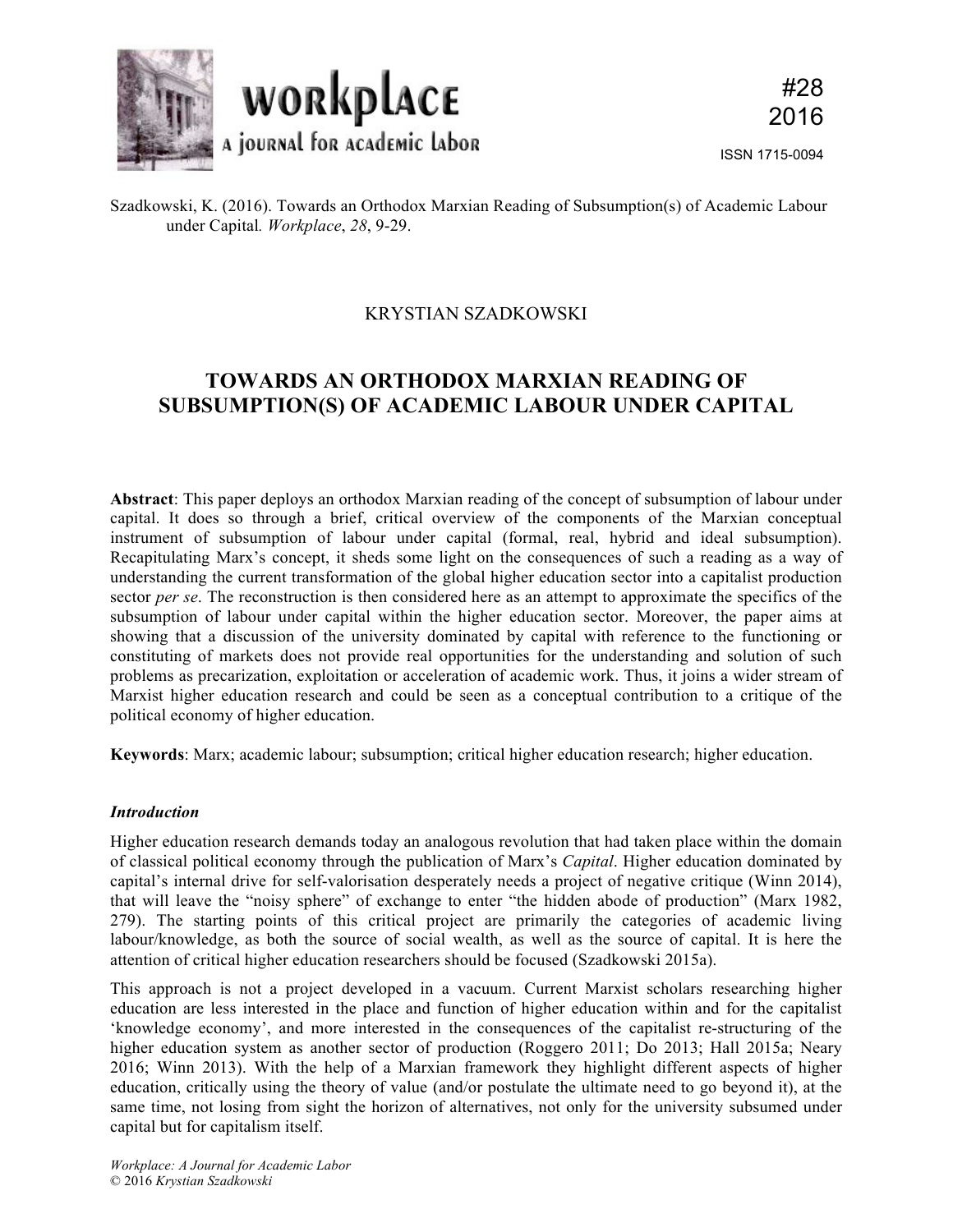Szadkowski, K. (2016). Towards an Orthodox Marxian Reading of Subsumption(s) of Academic Labour under Capital. *Workplace*, *28*, 9-29.

KRYSTIAN SZADKOWSKI

# TOWARDS AN ORTHODOX MARXIAN READING OF SUBSUMPTION(S) OF ACADEMIC LABOUR UNDER CAPITAL

**Abstract**: This paper deploys an orthodox Marxian reading of the concept of subsumption of labour under capital. It does so through a brief, critical overview of the components of the Marxian conceptual instrument of subsumption of labour under capital (formal, real, hybrid and ideal subsumption). Recapitulating Marx's concept, it sheds some light on the consequences of such a reading as a way of understanding the current transformation of the global higher education sector into a capitalist production sector *per se*. The reconstruction is then considered here as an attempt to approximate the specifics of the subsumption of labour under capital within the higher education sector. Moreover, the paper aims at showing that a discussion of the university dominated by capital with reference to the functioning or constituting of markets does not provide real opportunities for the understanding and solution of such problems as precarization, exploitation or acceleration of academic work. Thus, it joins a wider stream of Marxist higher education research and could be seen as a conceptual contribution to a critique of the political economy of higher education.

**Keywords**: Marx; academic labour; subsumption; critical higher education research; higher education.

## *Introduction*

Higher education research demands today an analogous revolution that had taken place within the domain of classical political economy through the publication of Marx's *Capital*. Higher education dominated by capital's internal drive for self-valorisation desperately needs a project of negative critique (Winn 2014), that will leave the "noisy sphere" of exchange to enter "the hidden abode of production" (Marx 1982, 279). The starting points of this critical project are primarily the categories of academic living labour/knowledge, as both the source of social wealth, as well as the source of capital. It is here the attention of critical higher education researchers should be focused (Szadkowski 2015a).

This approach is not a project developed in a vacuum. Current Marxist scholars researching higher education are less interested in the place and function of higher education within and for the capitalist 'knowledge economy', and more interested in the consequences of the capitalist re-structuring of the higher education system as another sector of production (Roggero 2011; Do 2013; Hall 2015a; Neary 2016; Winn 2013). With the help of a Marxian framework they highlight different aspects of higher education, critically using the theory of value (and/or postulate the ultimate need to go beyond it), at the same time, not losing from sight the horizon of alternatives, not only for the university subsumed under capital but for capitalism itself.

*Workplace: A Journal for Academic Labor*
© 2016 *Krystian Szadkowski*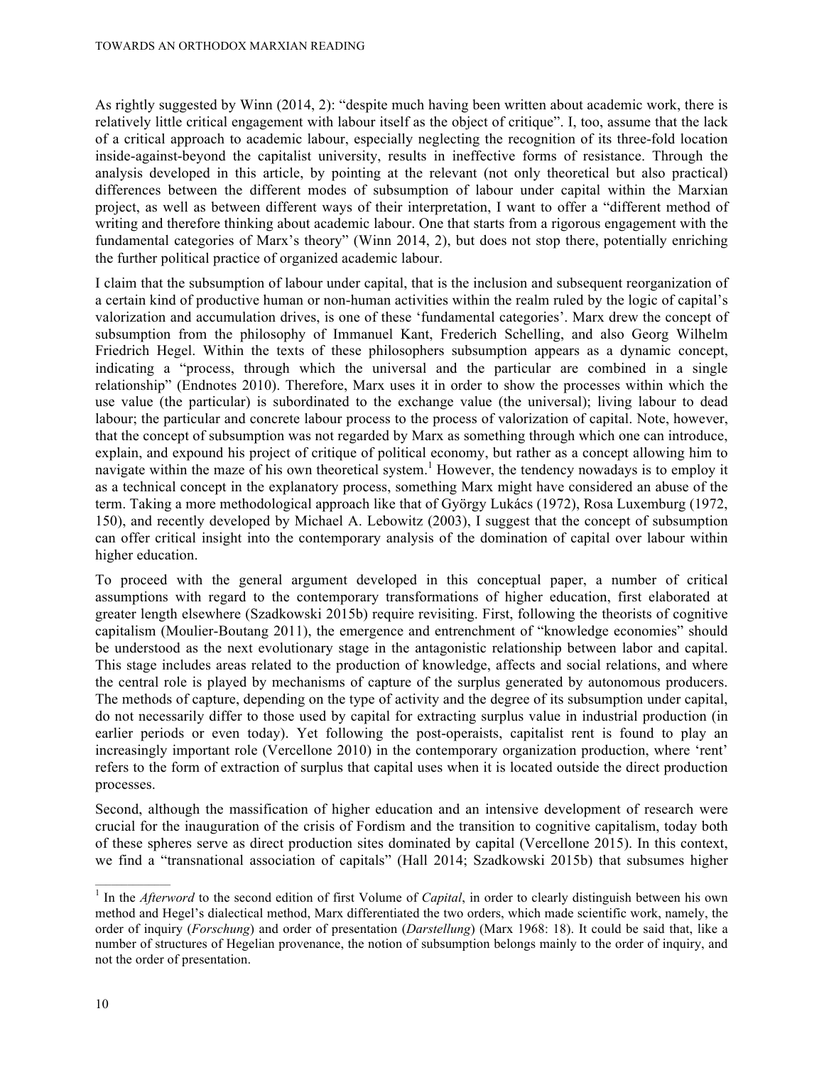As rightly suggested by Winn (2014, 2): "despite much having been written about academic work, there is relatively little critical engagement with labour itself as the object of critique". I, too, assume that the lack of a critical approach to academic labour, especially neglecting the recognition of its three-fold location inside-against-beyond the capitalist university, results in ineffective forms of resistance. Through the analysis developed in this article, by pointing at the relevant (not only theoretical but also practical) differences between the different modes of subsumption of labour under capital within the Marxian project, as well as between different ways of their interpretation, I want to offer a "different method of writing and therefore thinking about academic labour. One that starts from a rigorous engagement with the fundamental categories of Marx's theory" (Winn 2014, 2), but does not stop there, potentially enriching the further political practice of organized academic labour.

I claim that the subsumption of labour under capital, that is the inclusion and subsequent reorganization of a certain kind of productive human or non-human activities within the realm ruled by the logic of capital's valorization and accumulation drives, is one of these 'fundamental categories'. Marx drew the concept of subsumption from the philosophy of Immanuel Kant, Frederich Schelling, and also Georg Wilhelm Friedrich Hegel. Within the texts of these philosophers subsumption appears as a dynamic concept, indicating a "process, through which the universal and the particular are combined in a single relationship" (Endnotes 2010). Therefore, Marx uses it in order to show the processes within which the use value (the particular) is subordinated to the exchange value (the universal); living labour to dead labour; the particular and concrete labour process to the process of valorization of capital. Note, however, that the concept of subsumption was not regarded by Marx as something through which one can introduce, explain, and expound his project of critique of political economy, but rather as a concept allowing him to navigate within the maze of his own theoretical system.[1] However, the tendency nowadays is to employ it as a technical concept in the explanatory process, something Marx might have considered an abuse of the term. Taking a more methodological approach like that of György Lukács (1972), Rosa Luxemburg (1972, 150), and recently developed by Michael A. Lebowitz (2003), I suggest that the concept of subsumption can offer critical insight into the contemporary analysis of the domination of capital over labour within higher education.

To proceed with the general argument developed in this conceptual paper, a number of critical assumptions with regard to the contemporary transformations of higher education, first elaborated at greater length elsewhere (Szadkowski 2015b) require revisiting. First, following the theorists of cognitive capitalism (Moulier-Boutang 2011), the emergence and entrenchment of "knowledge economies" should be understood as the next evolutionary stage in the antagonistic relationship between labor and capital. This stage includes areas related to the production of knowledge, affects and social relations, and where the central role is played by mechanisms of capture of the surplus generated by autonomous producers. The methods of capture, depending on the type of activity and the degree of its subsumption under capital, do not necessarily differ to those used by capital for extracting surplus value in industrial production (in earlier periods or even today). Yet following the post-operaists, capitalist rent is found to play an increasingly important role (Vercellone 2010) in the contemporary organization production, where 'rent' refers to the form of extraction of surplus that capital uses when it is located outside the direct production processes.

Second, although the massification of higher education and an intensive development of research were crucial for the inauguration of the crisis of Fordism and the transition to cognitive capitalism, today both of these spheres serve as direct production sites dominated by capital (Vercellone 2015). In this context, we find a "transnational association of capitals" (Hall 2014; Szadkowski 2015b) that subsumes higher

---

[1] In the *Afterword* to the second edition of first Volume of *Capital*, in order to clearly distinguish between his own method and Hegel's dialectical method, Marx differentiated the two orders, which made scientific work, namely, the order of inquiry (*Forschung*) and order of presentation (*Darstellung*) (Marx 1968: 18). It could be said that, like a number of structures of Hegelian provenance, the notion of subsumption belongs mainly to the order of inquiry, and not the order of presentation.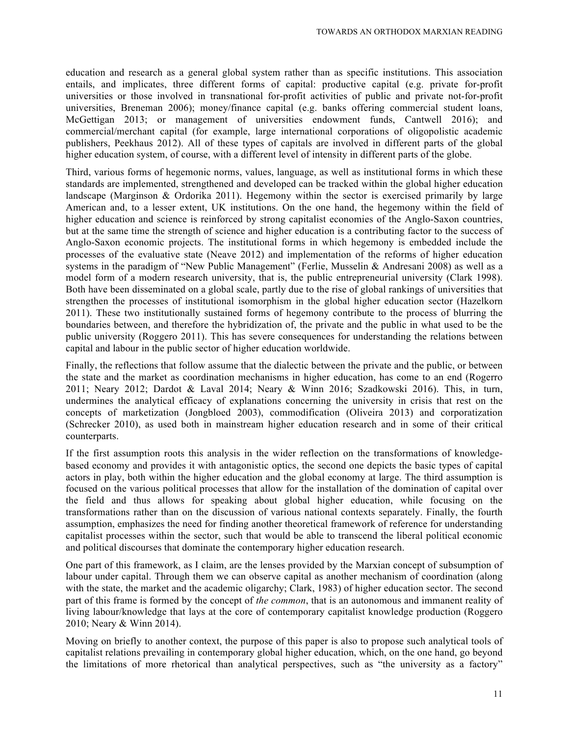education and research as a general global system rather than as specific institutions. This association entails, and implicates, three different forms of capital: productive capital (e.g. private for-profit universities or those involved in transnational for-profit activities of public and private not-for-profit universities, Breneman 2006); money/finance capital (e.g. banks offering commercial student loans, McGettigan 2013; or management of universities endowment funds, Cantwell 2016); and commercial/merchant capital (for example, large international corporations of oligopolistic academic publishers, Peekhaus 2012). All of these types of capitals are involved in different parts of the global higher education system, of course, with a different level of intensity in different parts of the globe.

Third, various forms of hegemonic norms, values, language, as well as institutional forms in which these standards are implemented, strengthened and developed can be tracked within the global higher education landscape (Marginson & Ordorika 2011). Hegemony within the sector is exercised primarily by large American and, to a lesser extent, UK institutions. On the one hand, the hegemony within the field of higher education and science is reinforced by strong capitalist economies of the Anglo-Saxon countries, but at the same time the strength of science and higher education is a contributing factor to the success of Anglo-Saxon economic projects. The institutional forms in which hegemony is embedded include the processes of the evaluative state (Neave 2012) and implementation of the reforms of higher education systems in the paradigm of "New Public Management" (Ferlie, Musselin & Andresani 2008) as well as a model form of a modern research university, that is, the public entrepreneurial university (Clark 1998). Both have been disseminated on a global scale, partly due to the rise of global rankings of universities that strengthen the processes of institutional isomorphism in the global higher education sector (Hazelkorn 2011). These two institutionally sustained forms of hegemony contribute to the process of blurring the boundaries between, and therefore the hybridization of, the private and the public in what used to be the public university (Roggero 2011). This has severe consequences for understanding the relations between capital and labour in the public sector of higher education worldwide.

Finally, the reflections that follow assume that the dialectic between the private and the public, or between the state and the market as coordination mechanisms in higher education, has come to an end (Rogerro 2011; Neary 2012; Dardot & Laval 2014; Neary & Winn 2016; Szadkowski 2016). This, in turn, undermines the analytical efficacy of explanations concerning the university in crisis that rest on the concepts of marketization (Jongbloed 2003), commodification (Oliveira 2013) and corporatization (Schrecker 2010), as used both in mainstream higher education research and in some of their critical counterparts.

If the first assumption roots this analysis in the wider reflection on the transformations of knowledge-based economy and provides it with antagonistic optics, the second one depicts the basic types of capital actors in play, both within the higher education and the global economy at large. The third assumption is focused on the various political processes that allow for the installation of the domination of capital over the field and thus allows for speaking about global higher education, while focusing on the transformations rather than on the discussion of various national contexts separately. Finally, the fourth assumption, emphasizes the need for finding another theoretical framework of reference for understanding capitalist processes within the sector, such that would be able to transcend the liberal political economic and political discourses that dominate the contemporary higher education research.

One part of this framework, as I claim, are the lenses provided by the Marxian concept of subsumption of labour under capital. Through them we can observe capital as another mechanism of coordination (along with the state, the market and the academic oligarchy; Clark, 1983) of higher education sector. The second part of this frame is formed by the concept of *the common*, that is an autonomous and immanent reality of living labour/knowledge that lays at the core of contemporary capitalist knowledge production (Roggero 2010; Neary & Winn 2014).

Moving on briefly to another context, the purpose of this paper is also to propose such analytical tools of capitalist relations prevailing in contemporary global higher education, which, on the one hand, go beyond the limitations of more rhetorical than analytical perspectives, such as "the university as a factory"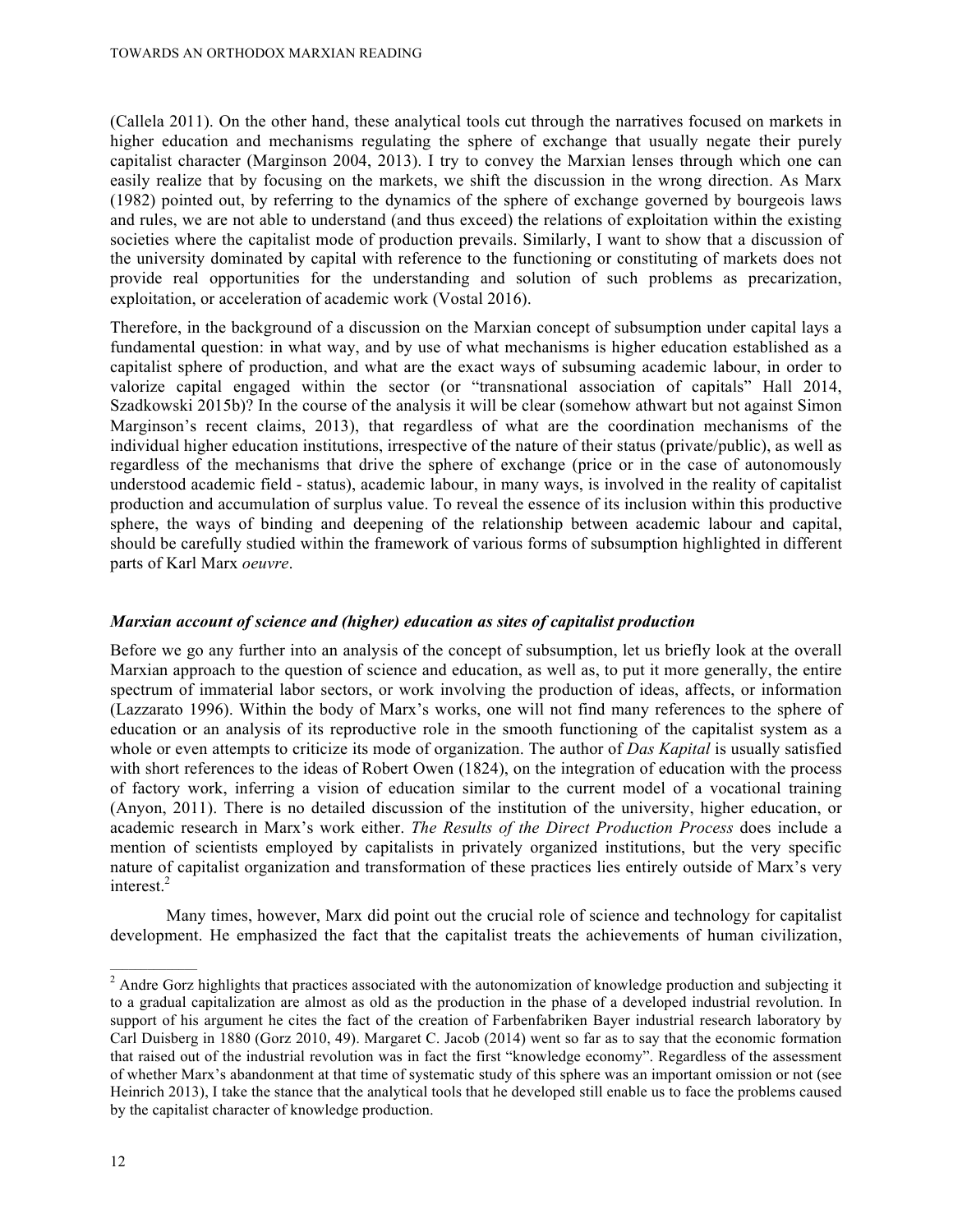(Callela 2011). On the other hand, these analytical tools cut through the narratives focused on markets in higher education and mechanisms regulating the sphere of exchange that usually negate their purely capitalist character (Marginson 2004, 2013). I try to convey the Marxian lenses through which one can easily realize that by focusing on the markets, we shift the discussion in the wrong direction. As Marx (1982) pointed out, by referring to the dynamics of the sphere of exchange governed by bourgeois laws and rules, we are not able to understand (and thus exceed) the relations of exploitation within the existing societies where the capitalist mode of production prevails. Similarly, I want to show that a discussion of the university dominated by capital with reference to the functioning or constituting of markets does not provide real opportunities for the understanding and solution of such problems as precarization, exploitation, or acceleration of academic work (Vostal 2016).

Therefore, in the background of a discussion on the Marxian concept of subsumption under capital lays a fundamental question: in what way, and by use of what mechanisms is higher education established as a capitalist sphere of production, and what are the exact ways of subsuming academic labour, in order to valorize capital engaged within the sector (or "transnational association of capitals" Hall 2014, Szadkowski 2015b)? In the course of the analysis it will be clear (somehow athwart but not against Simon Marginson's recent claims, 2013), that regardless of what are the coordination mechanisms of the individual higher education institutions, irrespective of the nature of their status (private/public), as well as regardless of the mechanisms that drive the sphere of exchange (price or in the case of autonomously understood academic field - status), academic labour, in many ways, is involved in the reality of capitalist production and accumulation of surplus value. To reveal the essence of its inclusion within this productive sphere, the ways of binding and deepening of the relationship between academic labour and capital, should be carefully studied within the framework of various forms of subsumption highlighted in different parts of Karl Marx *oeuvre*.

### *Marxian account of science and (higher) education as sites of capitalist production*

Before we go any further into an analysis of the concept of subsumption, let us briefly look at the overall Marxian approach to the question of science and education, as well as, to put it more generally, the entire spectrum of immaterial labor sectors, or work involving the production of ideas, affects, or information (Lazzarato 1996). Within the body of Marx's works, one will not find many references to the sphere of education or an analysis of its reproductive role in the smooth functioning of the capitalist system as a whole or even attempts to criticize its mode of organization. The author of *Das Kapital* is usually satisfied with short references to the ideas of Robert Owen (1824), on the integration of education with the process of factory work, inferring a vision of education similar to the current model of a vocational training (Anyon, 2011). There is no detailed discussion of the institution of the university, higher education, or academic research in Marx's work either. *The Results of the Direct Production Process* does include a mention of scientists employed by capitalists in privately organized institutions, but the very specific nature of capitalist organization and transformation of these practices lies entirely outside of Marx's very interest.[2]

Many times, however, Marx did point out the crucial role of science and technology for capitalist development. He emphasized the fact that the capitalist treats the achievements of human civilization,

---

[2] Andre Gorz highlights that practices associated with the autonomization of knowledge production and subjecting it to a gradual capitalization are almost as old as the production in the phase of a developed industrial revolution. In support of his argument he cites the fact of the creation of Farbenfabriken Bayer industrial research laboratory by Carl Duisberg in 1880 (Gorz 2010, 49). Margaret C. Jacob (2014) went so far as to say that the economic formation that raised out of the industrial revolution was in fact the first "knowledge economy". Regardless of the assessment of whether Marx's abandonment at that time of systematic study of this sphere was an important omission or not (see Heinrich 2013), I take the stance that the analytical tools that he developed still enable us to face the problems caused by the capitalist character of knowledge production.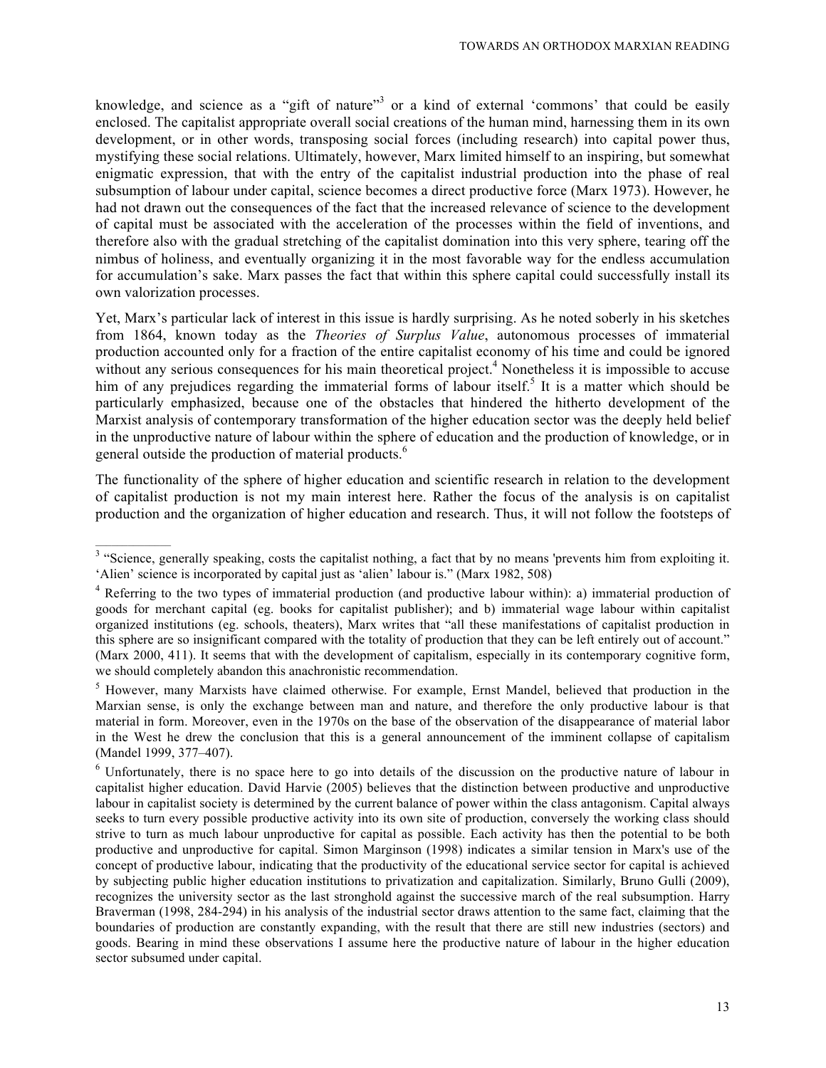knowledge, and science as a "gift of nature"[3] or a kind of external 'commons' that could be easily enclosed. The capitalist appropriate overall social creations of the human mind, harnessing them in its own development, or in other words, transposing social forces (including research) into capital power thus, mystifying these social relations. Ultimately, however, Marx limited himself to an inspiring, but somewhat enigmatic expression, that with the entry of the capitalist industrial production into the phase of real subsumption of labour under capital, science becomes a direct productive force (Marx 1973). However, he had not drawn out the consequences of the fact that the increased relevance of science to the development of capital must be associated with the acceleration of the processes within the field of inventions, and therefore also with the gradual stretching of the capitalist domination into this very sphere, tearing off the nimbus of holiness, and eventually organizing it in the most favorable way for the endless accumulation for accumulation's sake. Marx passes the fact that within this sphere capital could successfully install its own valorization processes.

Yet, Marx's particular lack of interest in this issue is hardly surprising. As he noted soberly in his sketches from 1864, known today as the *Theories of Surplus Value*, autonomous processes of immaterial production accounted only for a fraction of the entire capitalist economy of his time and could be ignored without any serious consequences for his main theoretical project.[4] Nonetheless it is impossible to accuse him of any prejudices regarding the immaterial forms of labour itself.[5] It is a matter which should be particularly emphasized, because one of the obstacles that hindered the hitherto development of the Marxist analysis of contemporary transformation of the higher education sector was the deeply held belief in the unproductive nature of labour within the sphere of education and the production of knowledge, or in general outside the production of material products.[6]

The functionality of the sphere of higher education and scientific research in relation to the development of capitalist production is not my main interest here. Rather the focus of the analysis is on capitalist production and the organization of higher education and research. Thus, it will not follow the footsteps of

---

[3] "Science, generally speaking, costs the capitalist nothing, a fact that by no means 'prevents him from exploiting it. 'Alien' science is incorporated by capital just as 'alien' labour is." (Marx 1982, 508)

[4] Referring to the two types of immaterial production (and productive labour within): a) immaterial production of goods for merchant capital (eg. books for capitalist publisher); and b) immaterial wage labour within capitalist organized institutions (eg. schools, theaters), Marx writes that "all these manifestations of capitalist production in this sphere are so insignificant compared with the totality of production that they can be left entirely out of account." (Marx 2000, 411). It seems that with the development of capitalism, especially in its contemporary cognitive form, we should completely abandon this anachronistic recommendation.

[5] However, many Marxists have claimed otherwise. For example, Ernst Mandel, believed that production in the Marxian sense, is only the exchange between man and nature, and therefore the only productive labour is that material in form. Moreover, even in the 1970s on the base of the observation of the disappearance of material labor in the West he drew the conclusion that this is a general announcement of the imminent collapse of capitalism (Mandel 1999, 377–407).

[6] Unfortunately, there is no space here to go into details of the discussion on the productive nature of labour in capitalist higher education. David Harvie (2005) believes that the distinction between productive and unproductive labour in capitalist society is determined by the current balance of power within the class antagonism. Capital always seeks to turn every possible productive activity into its own site of production, conversely the working class should strive to turn as much labour unproductive for capital as possible. Each activity has then the potential to be both productive and unproductive for capital. Simon Marginson (1998) indicates a similar tension in Marx's use of the concept of productive labour, indicating that the productivity of the educational service sector for capital is achieved by subjecting public higher education institutions to privatization and capitalization. Similarly, Bruno Gulli (2009), recognizes the university sector as the last stronghold against the successive march of the real subsumption. Harry Braverman (1998, 284-294) in his analysis of the industrial sector draws attention to the same fact, claiming that the boundaries of production are constantly expanding, with the result that there are still new industries (sectors) and goods. Bearing in mind these observations I assume here the productive nature of labour in the higher education sector subsumed under capital.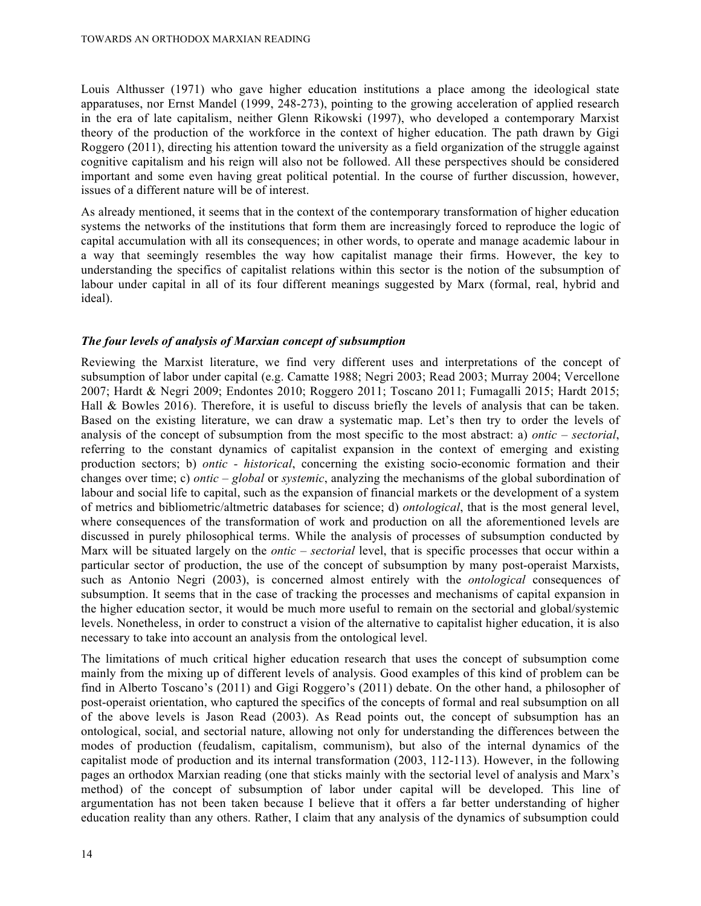Louis Althusser (1971) who gave higher education institutions a place among the ideological state apparatuses, nor Ernst Mandel (1999, 248-273), pointing to the growing acceleration of applied research in the era of late capitalism, neither Glenn Rikowski (1997), who developed a contemporary Marxist theory of the production of the workforce in the context of higher education. The path drawn by Gigi Roggero (2011), directing his attention toward the university as a field organization of the struggle against cognitive capitalism and his reign will also not be followed. All these perspectives should be considered important and some even having great political potential. In the course of further discussion, however, issues of a different nature will be of interest.

As already mentioned, it seems that in the context of the contemporary transformation of higher education systems the networks of the institutions that form them are increasingly forced to reproduce the logic of capital accumulation with all its consequences; in other words, to operate and manage academic labour in a way that seemingly resembles the way how capitalist manage their firms. However, the key to understanding the specifics of capitalist relations within this sector is the notion of the subsumption of labour under capital in all of its four different meanings suggested by Marx (formal, real, hybrid and ideal).

### *The four levels of analysis of Marxian concept of subsumption*

Reviewing the Marxist literature, we find very different uses and interpretations of the concept of subsumption of labor under capital (e.g. Camatte 1988; Negri 2003; Read 2003; Murray 2004; Vercellone 2007; Hardt & Negri 2009; Endontes 2010; Roggero 2011; Toscano 2011; Fumagalli 2015; Hardt 2015; Hall & Bowles 2016). Therefore, it is useful to discuss briefly the levels of analysis that can be taken. Based on the existing literature, we can draw a systematic map. Let's then try to order the levels of analysis of the concept of subsumption from the most specific to the most abstract: a) *ontic – sectorial*, referring to the constant dynamics of capitalist expansion in the context of emerging and existing production sectors; b) *ontic - historical*, concerning the existing socio-economic formation and their changes over time; c) *ontic – global* or *systemic*, analyzing the mechanisms of the global subordination of labour and social life to capital, such as the expansion of financial markets or the development of a system of metrics and bibliometric/altmetric databases for science; d) *ontological*, that is the most general level, where consequences of the transformation of work and production on all the aforementioned levels are discussed in purely philosophical terms. While the analysis of processes of subsumption conducted by Marx will be situated largely on the *ontic – sectorial* level, that is specific processes that occur within a particular sector of production, the use of the concept of subsumption by many post-operaist Marxists, such as Antonio Negri (2003), is concerned almost entirely with the *ontological* consequences of subsumption. It seems that in the case of tracking the processes and mechanisms of capital expansion in the higher education sector, it would be much more useful to remain on the sectorial and global/systemic levels. Nonetheless, in order to construct a vision of the alternative to capitalist higher education, it is also necessary to take into account an analysis from the ontological level.

The limitations of much critical higher education research that uses the concept of subsumption come mainly from the mixing up of different levels of analysis. Good examples of this kind of problem can be find in Alberto Toscano's (2011) and Gigi Roggero's (2011) debate. On the other hand, a philosopher of post-operaist orientation, who captured the specifics of the concepts of formal and real subsumption on all of the above levels is Jason Read (2003). As Read points out, the concept of subsumption has an ontological, social, and sectorial nature, allowing not only for understanding the differences between the modes of production (feudalism, capitalism, communism), but also of the internal dynamics of the capitalist mode of production and its internal transformation (2003, 112-113). However, in the following pages an orthodox Marxian reading (one that sticks mainly with the sectorial level of analysis and Marx's method) of the concept of subsumption of labor under capital will be developed. This line of argumentation has not been taken because I believe that it offers a far better understanding of higher education reality than any others. Rather, I claim that any analysis of the dynamics of subsumption could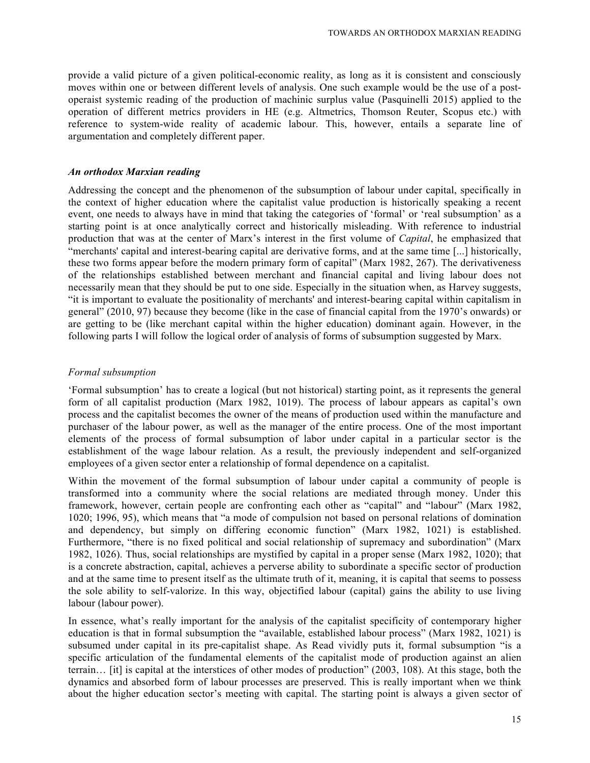provide a valid picture of a given political-economic reality, as long as it is consistent and consciously moves within one or between different levels of analysis. One such example would be the use of a post-operaist systemic reading of the production of machinic surplus value (Pasquinelli 2015) applied to the operation of different metrics providers in HE (e.g. Altmetrics, Thomson Reuter, Scopus etc.) with reference to system-wide reality of academic labour. This, however, entails a separate line of argumentation and completely different paper.

### *An orthodox Marxian reading*

Addressing the concept and the phenomenon of the subsumption of labour under capital, specifically in the context of higher education where the capitalist value production is historically speaking a recent event, one needs to always have in mind that taking the categories of 'formal' or 'real subsumption' as a starting point is at once analytically correct and historically misleading. With reference to industrial production that was at the center of Marx's interest in the first volume of *Capital*, he emphasized that "merchants' capital and interest-bearing capital are derivative forms, and at the same time [...] historically, these two forms appear before the modern primary form of capital" (Marx 1982, 267). The derivativeness of the relationships established between merchant and financial capital and living labour does not necessarily mean that they should be put to one side. Especially in the situation when, as Harvey suggests, "it is important to evaluate the positionality of merchants' and interest-bearing capital within capitalism in general" (2010, 97) because they become (like in the case of financial capital from the 1970's onwards) or are getting to be (like merchant capital within the higher education) dominant again. However, in the following parts I will follow the logical order of analysis of forms of subsumption suggested by Marx.

#### *Formal subsumption*

'Formal subsumption' has to create a logical (but not historical) starting point, as it represents the general form of all capitalist production (Marx 1982, 1019). The process of labour appears as capital's own process and the capitalist becomes the owner of the means of production used within the manufacture and purchaser of the labour power, as well as the manager of the entire process. One of the most important elements of the process of formal subsumption of labor under capital in a particular sector is the establishment of the wage labour relation. As a result, the previously independent and self-organized employees of a given sector enter a relationship of formal dependence on a capitalist.

Within the movement of the formal subsumption of labour under capital a community of people is transformed into a community where the social relations are mediated through money. Under this framework, however, certain people are confronting each other as "capital" and "labour" (Marx 1982, 1020; 1996, 95), which means that "a mode of compulsion not based on personal relations of domination and dependency, but simply on differing economic function" (Marx 1982, 1021) is established. Furthermore, "there is no fixed political and social relationship of supremacy and subordination" (Marx 1982, 1026). Thus, social relationships are mystified by capital in a proper sense (Marx 1982, 1020); that is a concrete abstraction, capital, achieves a perverse ability to subordinate a specific sector of production and at the same time to present itself as the ultimate truth of it, meaning, it is capital that seems to possess the sole ability to self-valorize. In this way, objectified labour (capital) gains the ability to use living labour (labour power).

In essence, what's really important for the analysis of the capitalist specificity of contemporary higher education is that in formal subsumption the "available, established labour process" (Marx 1982, 1021) is subsumed under capital in its pre-capitalist shape. As Read vividly puts it, formal subsumption "is a specific articulation of the fundamental elements of the capitalist mode of production against an alien terrain… [it] is capital at the interstices of other modes of production" (2003, 108). At this stage, both the dynamics and absorbed form of labour processes are preserved. This is really important when we think about the higher education sector's meeting with capital. The starting point is always a given sector of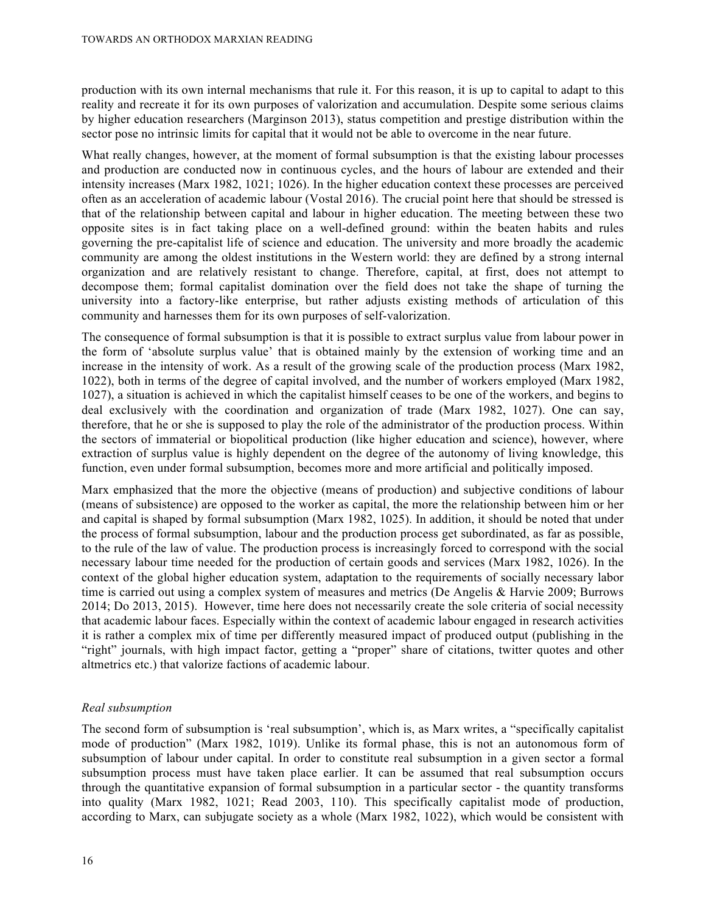production with its own internal mechanisms that rule it. For this reason, it is up to capital to adapt to this reality and recreate it for its own purposes of valorization and accumulation. Despite some serious claims by higher education researchers (Marginson 2013), status competition and prestige distribution within the sector pose no intrinsic limits for capital that it would not be able to overcome in the near future.

What really changes, however, at the moment of formal subsumption is that the existing labour processes and production are conducted now in continuous cycles, and the hours of labour are extended and their intensity increases (Marx 1982, 1021; 1026). In the higher education context these processes are perceived often as an acceleration of academic labour (Vostal 2016). The crucial point here that should be stressed is that of the relationship between capital and labour in higher education. The meeting between these two opposite sites is in fact taking place on a well-defined ground: within the beaten habits and rules governing the pre-capitalist life of science and education. The university and more broadly the academic community are among the oldest institutions in the Western world: they are defined by a strong internal organization and are relatively resistant to change. Therefore, capital, at first, does not attempt to decompose them; formal capitalist domination over the field does not take the shape of turning the university into a factory-like enterprise, but rather adjusts existing methods of articulation of this community and harnesses them for its own purposes of self-valorization.

The consequence of formal subsumption is that it is possible to extract surplus value from labour power in the form of 'absolute surplus value' that is obtained mainly by the extension of working time and an increase in the intensity of work. As a result of the growing scale of the production process (Marx 1982, 1022), both in terms of the degree of capital involved, and the number of workers employed (Marx 1982, 1027), a situation is achieved in which the capitalist himself ceases to be one of the workers, and begins to deal exclusively with the coordination and organization of trade (Marx 1982, 1027). One can say, therefore, that he or she is supposed to play the role of the administrator of the production process. Within the sectors of immaterial or biopolitical production (like higher education and science), however, where extraction of surplus value is highly dependent on the degree of the autonomy of living knowledge, this function, even under formal subsumption, becomes more and more artificial and politically imposed.

Marx emphasized that the more the objective (means of production) and subjective conditions of labour (means of subsistence) are opposed to the worker as capital, the more the relationship between him or her and capital is shaped by formal subsumption (Marx 1982, 1025). In addition, it should be noted that under the process of formal subsumption, labour and the production process get subordinated, as far as possible, to the rule of the law of value. The production process is increasingly forced to correspond with the social necessary labour time needed for the production of certain goods and services (Marx 1982, 1026). In the context of the global higher education system, adaptation to the requirements of socially necessary labor time is carried out using a complex system of measures and metrics (De Angelis & Harvie 2009; Burrows 2014; Do 2013, 2015). However, time here does not necessarily create the sole criteria of social necessity that academic labour faces. Especially within the context of academic labour engaged in research activities it is rather a complex mix of time per differently measured impact of produced output (publishing in the "right" journals, with high impact factor, getting a "proper" share of citations, twitter quotes and other altmetrics etc.) that valorize factions of academic labour.

### *Real subsumption*

The second form of subsumption is 'real subsumption', which is, as Marx writes, a "specifically capitalist mode of production" (Marx 1982, 1019). Unlike its formal phase, this is not an autonomous form of subsumption of labour under capital. In order to constitute real subsumption in a given sector a formal subsumption process must have taken place earlier. It can be assumed that real subsumption occurs through the quantitative expansion of formal subsumption in a particular sector - the quantity transforms into quality (Marx 1982, 1021; Read 2003, 110). This specifically capitalist mode of production, according to Marx, can subjugate society as a whole (Marx 1982, 1022), which would be consistent with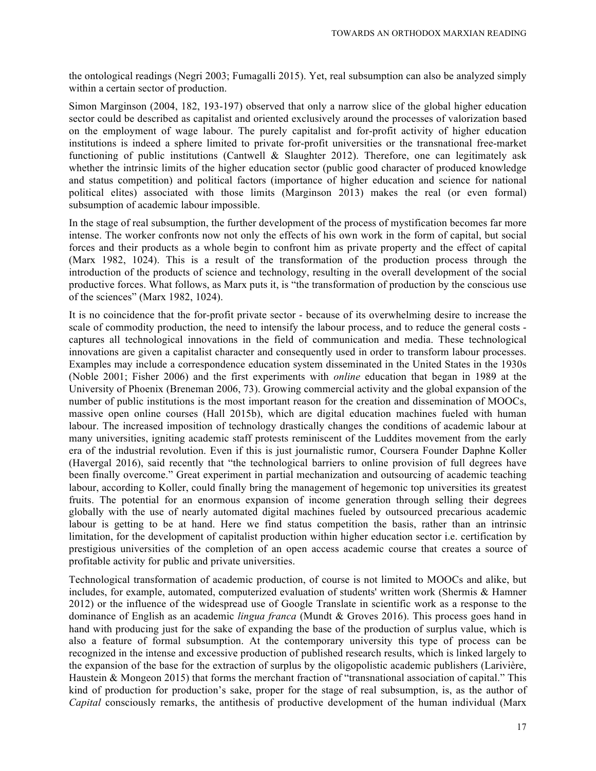the ontological readings (Negri 2003; Fumagalli 2015). Yet, real subsumption can also be analyzed simply within a certain sector of production.

Simon Marginson (2004, 182, 193-197) observed that only a narrow slice of the global higher education sector could be described as capitalist and oriented exclusively around the processes of valorization based on the employment of wage labour. The purely capitalist and for-profit activity of higher education institutions is indeed a sphere limited to private for-profit universities or the transnational free-market functioning of public institutions (Cantwell & Slaughter 2012). Therefore, one can legitimately ask whether the intrinsic limits of the higher education sector (public good character of produced knowledge and status competition) and political factors (importance of higher education and science for national political elites) associated with those limits (Marginson 2013) makes the real (or even formal) subsumption of academic labour impossible.

In the stage of real subsumption, the further development of the process of mystification becomes far more intense. The worker confronts now not only the effects of his own work in the form of capital, but social forces and their products as a whole begin to confront him as private property and the effect of capital (Marx 1982, 1024). This is a result of the transformation of the production process through the introduction of the products of science and technology, resulting in the overall development of the social productive forces. What follows, as Marx puts it, is "the transformation of production by the conscious use of the sciences" (Marx 1982, 1024).

It is no coincidence that the for-profit private sector - because of its overwhelming desire to increase the scale of commodity production, the need to intensify the labour process, and to reduce the general costs - captures all technological innovations in the field of communication and media. These technological innovations are given a capitalist character and consequently used in order to transform labour processes. Examples may include a correspondence education system disseminated in the United States in the 1930s (Noble 2001; Fisher 2006) and the first experiments with *online* education that began in 1989 at the University of Phoenix (Breneman 2006, 73). Growing commercial activity and the global expansion of the number of public institutions is the most important reason for the creation and dissemination of MOOCs, massive open online courses (Hall 2015b), which are digital education machines fueled with human labour. The increased imposition of technology drastically changes the conditions of academic labour at many universities, igniting academic staff protests reminiscent of the Luddites movement from the early era of the industrial revolution. Even if this is just journalistic rumor, Coursera Founder Daphne Koller (Havergal 2016), said recently that "the technological barriers to online provision of full degrees have been finally overcome." Great experiment in partial mechanization and outsourcing of academic teaching labour, according to Koller, could finally bring the management of hegemonic top universities its greatest fruits. The potential for an enormous expansion of income generation through selling their degrees globally with the use of nearly automated digital machines fueled by outsourced precarious academic labour is getting to be at hand. Here we find status competition the basis, rather than an intrinsic limitation, for the development of capitalist production within higher education sector i.e. certification by prestigious universities of the completion of an open access academic course that creates a source of profitable activity for public and private universities.

Technological transformation of academic production, of course is not limited to MOOCs and alike, but includes, for example, automated, computerized evaluation of students' written work (Shermis & Hamner 2012) or the influence of the widespread use of Google Translate in scientific work as a response to the dominance of English as an academic *lingua franca* (Mundt & Groves 2016). This process goes hand in hand with producing just for the sake of expanding the base of the production of surplus value, which is also a feature of formal subsumption. At the contemporary university this type of process can be recognized in the intense and excessive production of published research results, which is linked largely to the expansion of the base for the extraction of surplus by the oligopolistic academic publishers (Larivière, Haustein & Mongeon 2015) that forms the merchant fraction of "transnational association of capital." This kind of production for production's sake, proper for the stage of real subsumption, is, as the author of *Capital* consciously remarks, the antithesis of productive development of the human individual (Marx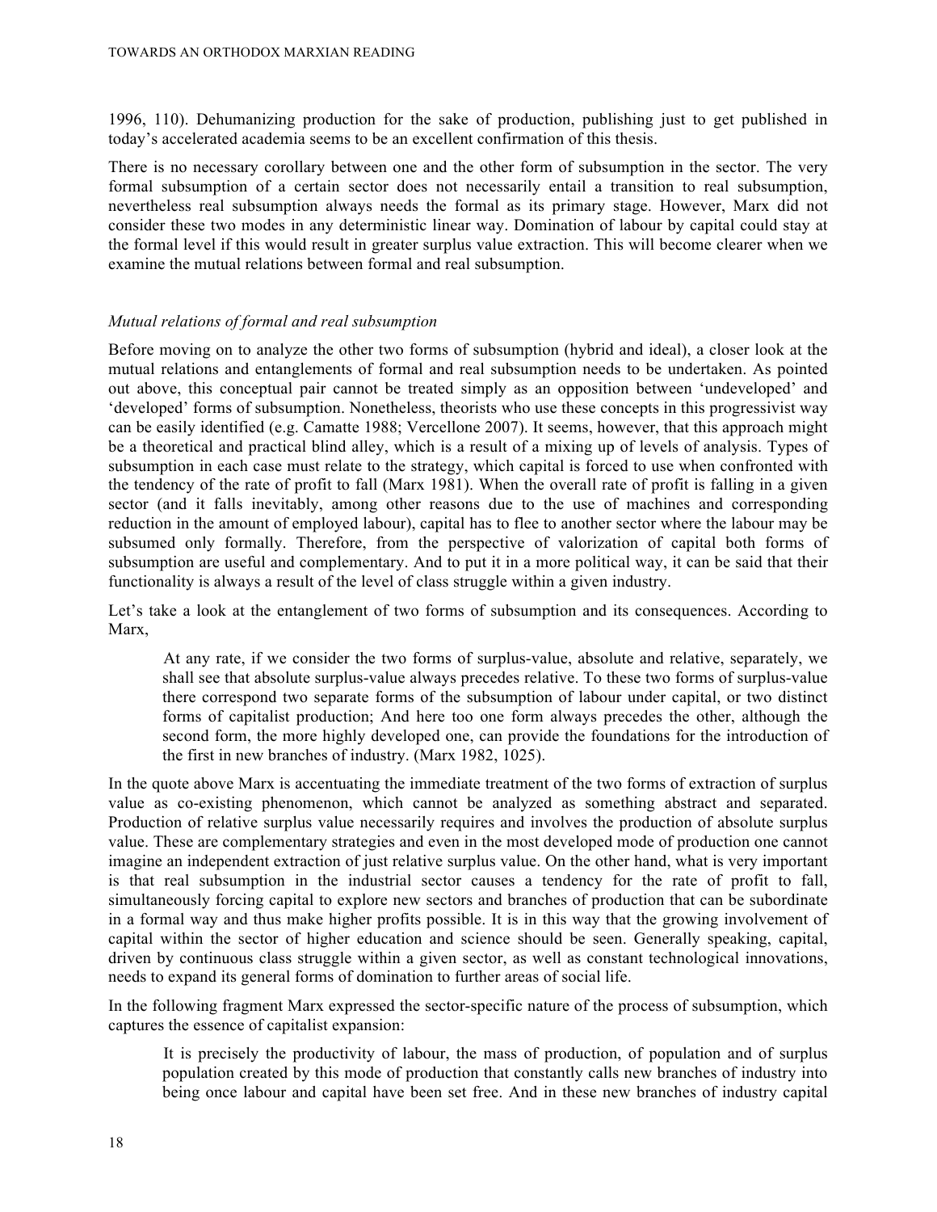1996, 110). Dehumanizing production for the sake of production, publishing just to get published in today's accelerated academia seems to be an excellent confirmation of this thesis.

There is no necessary corollary between one and the other form of subsumption in the sector. The very formal subsumption of a certain sector does not necessarily entail a transition to real subsumption, nevertheless real subsumption always needs the formal as its primary stage. However, Marx did not consider these two modes in any deterministic linear way. Domination of labour by capital could stay at the formal level if this would result in greater surplus value extraction. This will become clearer when we examine the mutual relations between formal and real subsumption.

### *Mutual relations of formal and real subsumption*

Before moving on to analyze the other two forms of subsumption (hybrid and ideal), a closer look at the mutual relations and entanglements of formal and real subsumption needs to be undertaken. As pointed out above, this conceptual pair cannot be treated simply as an opposition between 'undeveloped' and 'developed' forms of subsumption. Nonetheless, theorists who use these concepts in this progressivist way can be easily identified (e.g. Camatte 1988; Vercellone 2007). It seems, however, that this approach might be a theoretical and practical blind alley, which is a result of a mixing up of levels of analysis. Types of subsumption in each case must relate to the strategy, which capital is forced to use when confronted with the tendency of the rate of profit to fall (Marx 1981). When the overall rate of profit is falling in a given sector (and it falls inevitably, among other reasons due to the use of machines and corresponding reduction in the amount of employed labour), capital has to flee to another sector where the labour may be subsumed only formally. Therefore, from the perspective of valorization of capital both forms of subsumption are useful and complementary. And to put it in a more political way, it can be said that their functionality is always a result of the level of class struggle within a given industry.

Let's take a look at the entanglement of two forms of subsumption and its consequences. According to Marx,

> At any rate, if we consider the two forms of surplus-value, absolute and relative, separately, we shall see that absolute surplus-value always precedes relative. To these two forms of surplus-value there correspond two separate forms of the subsumption of labour under capital, or two distinct forms of capitalist production; And here too one form always precedes the other, although the second form, the more highly developed one, can provide the foundations for the introduction of the first in new branches of industry. (Marx 1982, 1025).

In the quote above Marx is accentuating the immediate treatment of the two forms of extraction of surplus value as co-existing phenomenon, which cannot be analyzed as something abstract and separated. Production of relative surplus value necessarily requires and involves the production of absolute surplus value. These are complementary strategies and even in the most developed mode of production one cannot imagine an independent extraction of just relative surplus value. On the other hand, what is very important is that real subsumption in the industrial sector causes a tendency for the rate of profit to fall, simultaneously forcing capital to explore new sectors and branches of production that can be subordinate in a formal way and thus make higher profits possible. It is in this way that the growing involvement of capital within the sector of higher education and science should be seen. Generally speaking, capital, driven by continuous class struggle within a given sector, as well as constant technological innovations, needs to expand its general forms of domination to further areas of social life.

In the following fragment Marx expressed the sector-specific nature of the process of subsumption, which captures the essence of capitalist expansion:

> It is precisely the productivity of labour, the mass of production, of population and of surplus population created by this mode of production that constantly calls new branches of industry into being once labour and capital have been set free. And in these new branches of industry capital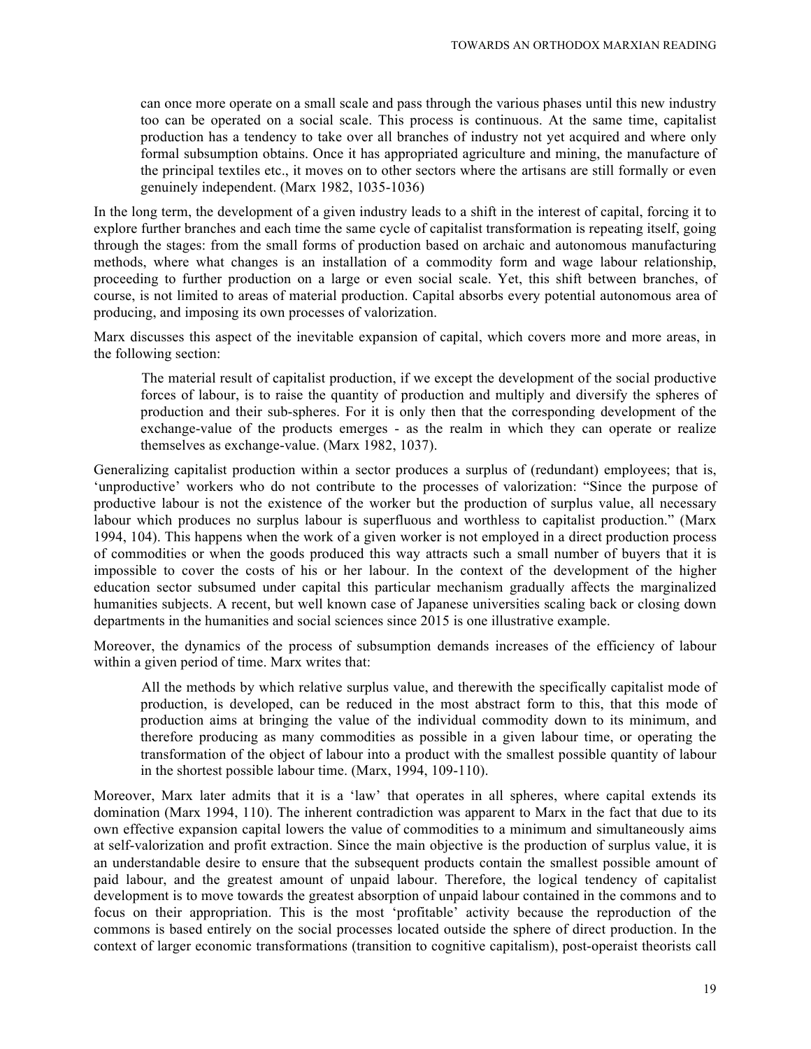> can once more operate on a small scale and pass through the various phases until this new industry too can be operated on a social scale. This process is continuous. At the same time, capitalist production has a tendency to take over all branches of industry not yet acquired and where only formal subsumption obtains. Once it has appropriated agriculture and mining, the manufacture of the principal textiles etc., it moves on to other sectors where the artisans are still formally or even genuinely independent. (Marx 1982, 1035-1036)

In the long term, the development of a given industry leads to a shift in the interest of capital, forcing it to explore further branches and each time the same cycle of capitalist transformation is repeating itself, going through the stages: from the small forms of production based on archaic and autonomous manufacturing methods, where what changes is an installation of a commodity form and wage labour relationship, proceeding to further production on a large or even social scale. Yet, this shift between branches, of course, is not limited to areas of material production. Capital absorbs every potential autonomous area of producing, and imposing its own processes of valorization.

Marx discusses this aspect of the inevitable expansion of capital, which covers more and more areas, in the following section:

> The material result of capitalist production, if we except the development of the social productive forces of labour, is to raise the quantity of production and multiply and diversify the spheres of production and their sub-spheres. For it is only then that the corresponding development of the exchange-value of the products emerges - as the realm in which they can operate or realize themselves as exchange-value. (Marx 1982, 1037).

Generalizing capitalist production within a sector produces a surplus of (redundant) employees; that is, 'unproductive' workers who do not contribute to the processes of valorization: "Since the purpose of productive labour is not the existence of the worker but the production of surplus value, all necessary labour which produces no surplus labour is superfluous and worthless to capitalist production." (Marx 1994, 104). This happens when the work of a given worker is not employed in a direct production process of commodities or when the goods produced this way attracts such a small number of buyers that it is impossible to cover the costs of his or her labour. In the context of the development of the higher education sector subsumed under capital this particular mechanism gradually affects the marginalized humanities subjects. A recent, but well known case of Japanese universities scaling back or closing down departments in the humanities and social sciences since 2015 is one illustrative example.

Moreover, the dynamics of the process of subsumption demands increases of the efficiency of labour within a given period of time. Marx writes that:

> All the methods by which relative surplus value, and therewith the specifically capitalist mode of production, is developed, can be reduced in the most abstract form to this, that this mode of production aims at bringing the value of the individual commodity down to its minimum, and therefore producing as many commodities as possible in a given labour time, or operating the transformation of the object of labour into a product with the smallest possible quantity of labour in the shortest possible labour time. (Marx, 1994, 109-110).

Moreover, Marx later admits that it is a 'law' that operates in all spheres, where capital extends its domination (Marx 1994, 110). The inherent contradiction was apparent to Marx in the fact that due to its own effective expansion capital lowers the value of commodities to a minimum and simultaneously aims at self-valorization and profit extraction. Since the main objective is the production of surplus value, it is an understandable desire to ensure that the subsequent products contain the smallest possible amount of paid labour, and the greatest amount of unpaid labour. Therefore, the logical tendency of capitalist development is to move towards the greatest absorption of unpaid labour contained in the commons and to focus on their appropriation. This is the most 'profitable' activity because the reproduction of the commons is based entirely on the social processes located outside the sphere of direct production. In the context of larger economic transformations (transition to cognitive capitalism), post-operaist theorists call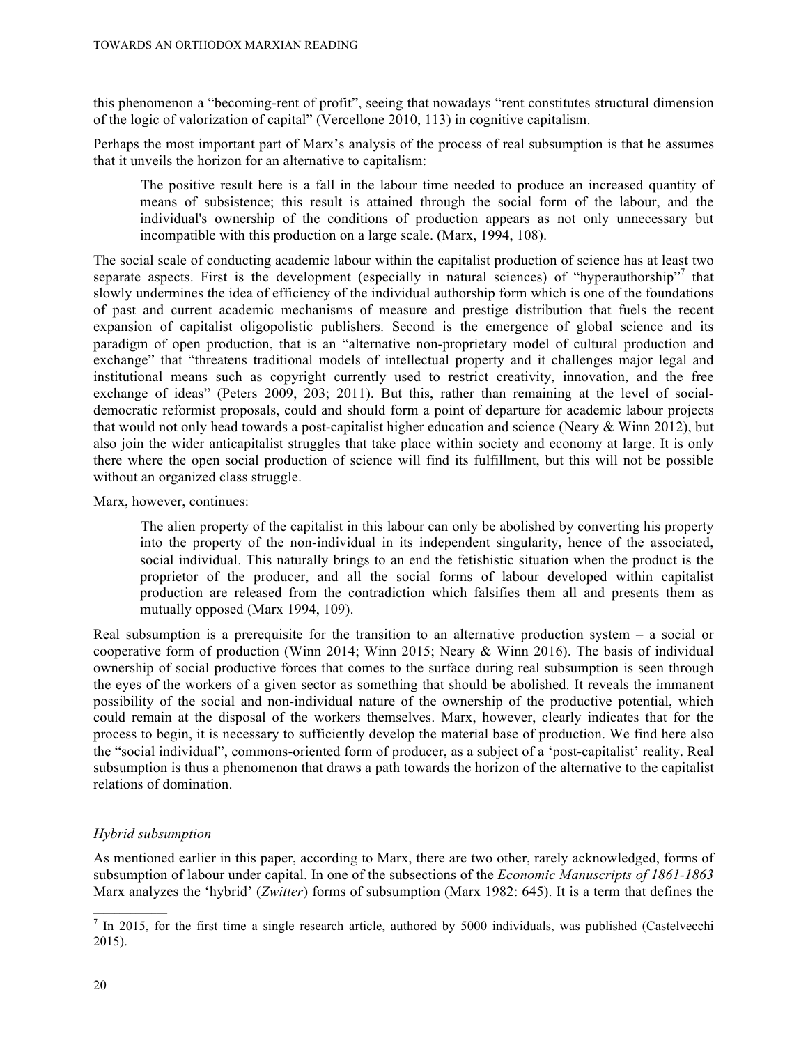this phenomenon a "becoming-rent of profit", seeing that nowadays "rent constitutes structural dimension of the logic of valorization of capital" (Vercellone 2010, 113) in cognitive capitalism.

Perhaps the most important part of Marx's analysis of the process of real subsumption is that he assumes that it unveils the horizon for an alternative to capitalism:

> The positive result here is a fall in the labour time needed to produce an increased quantity of means of subsistence; this result is attained through the social form of the labour, and the individual's ownership of the conditions of production appears as not only unnecessary but incompatible with this production on a large scale. (Marx, 1994, 108).

The social scale of conducting academic labour within the capitalist production of science has at least two separate aspects. First is the development (especially in natural sciences) of "hyperauthorship"[7] that slowly undermines the idea of efficiency of the individual authorship form which is one of the foundations of past and current academic mechanisms of measure and prestige distribution that fuels the recent expansion of capitalist oligopolistic publishers. Second is the emergence of global science and its paradigm of open production, that is an "alternative non-proprietary model of cultural production and exchange" that "threatens traditional models of intellectual property and it challenges major legal and institutional means such as copyright currently used to restrict creativity, innovation, and the free exchange of ideas" (Peters 2009, 203; 2011). But this, rather than remaining at the level of social-democratic reformist proposals, could and should form a point of departure for academic labour projects that would not only head towards a post-capitalist higher education and science (Neary & Winn 2012), but also join the wider anticapitalist struggles that take place within society and economy at large. It is only there where the open social production of science will find its fulfillment, but this will not be possible without an organized class struggle.

Marx, however, continues:

> The alien property of the capitalist in this labour can only be abolished by converting his property into the property of the non-individual in its independent singularity, hence of the associated, social individual. This naturally brings to an end the fetishistic situation when the product is the proprietor of the producer, and all the social forms of labour developed within capitalist production are released from the contradiction which falsifies them all and presents them as mutually opposed (Marx 1994, 109).

Real subsumption is a prerequisite for the transition to an alternative production system – a social or cooperative form of production (Winn 2014; Winn 2015; Neary & Winn 2016). The basis of individual ownership of social productive forces that comes to the surface during real subsumption is seen through the eyes of the workers of a given sector as something that should be abolished. It reveals the immanent possibility of the social and non-individual nature of the ownership of the productive potential, which could remain at the disposal of the workers themselves. Marx, however, clearly indicates that for the process to begin, it is necessary to sufficiently develop the material base of production. We find here also the "social individual", commons-oriented form of producer, as a subject of a 'post-capitalist' reality. Real subsumption is thus a phenomenon that draws a path towards the horizon of the alternative to the capitalist relations of domination.

### *Hybrid subsumption*

As mentioned earlier in this paper, according to Marx, there are two other, rarely acknowledged, forms of subsumption of labour under capital. In one of the subsections of the *Economic Manuscripts of 1861-1863* Marx analyzes the 'hybrid' (*Zwitter*) forms of subsumption (Marx 1982: 645). It is a term that defines the

[7] In 2015, for the first time a single research article, authored by 5000 individuals, was published (Castelvecchi 2015).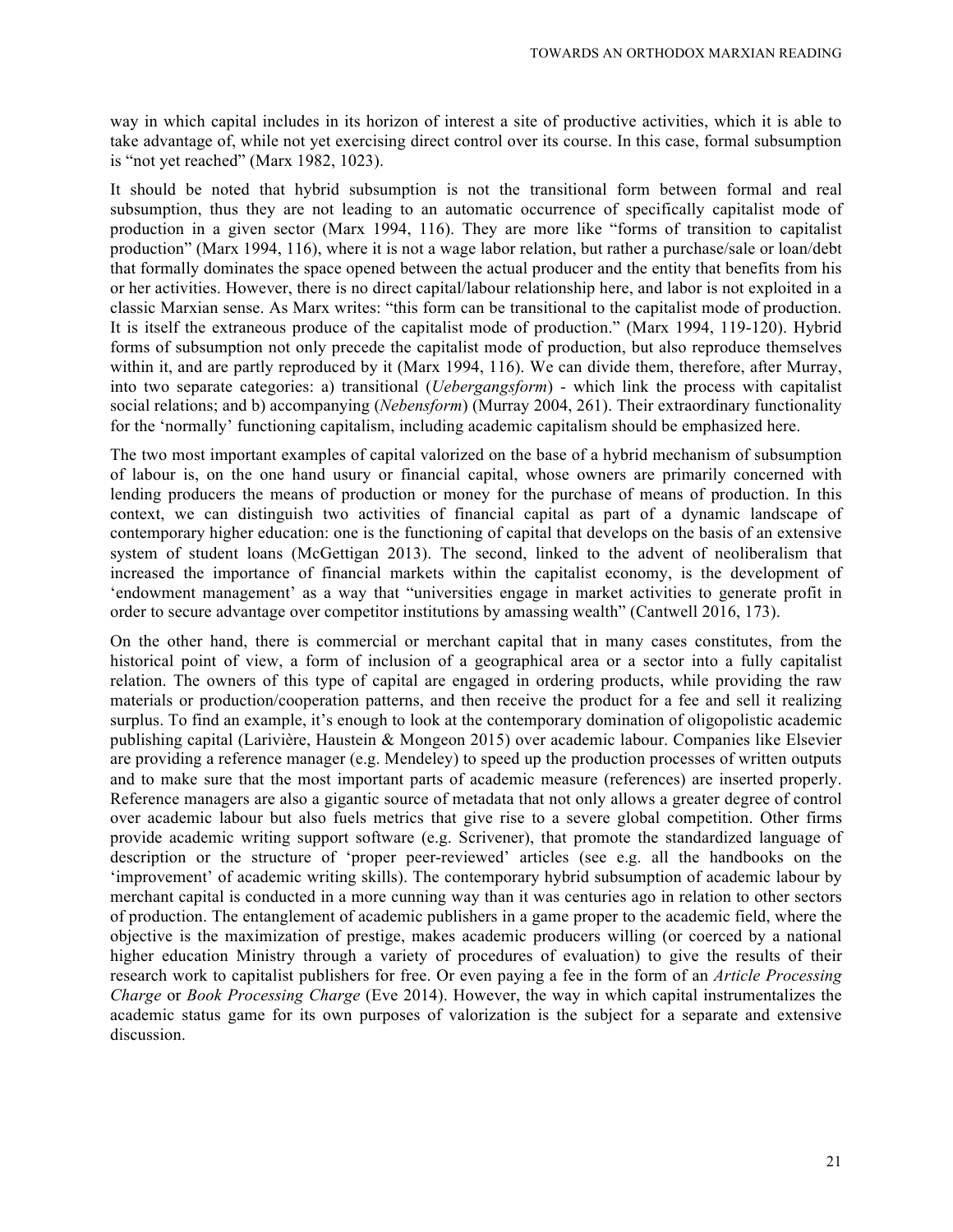way in which capital includes in its horizon of interest a site of productive activities, which it is able to take advantage of, while not yet exercising direct control over its course. In this case, formal subsumption is "not yet reached" (Marx 1982, 1023).

It should be noted that hybrid subsumption is not the transitional form between formal and real subsumption, thus they are not leading to an automatic occurrence of specifically capitalist mode of production in a given sector (Marx 1994, 116). They are more like "forms of transition to capitalist production" (Marx 1994, 116), where it is not a wage labor relation, but rather a purchase/sale or loan/debt that formally dominates the space opened between the actual producer and the entity that benefits from his or her activities. However, there is no direct capital/labour relationship here, and labor is not exploited in a classic Marxian sense. As Marx writes: "this form can be transitional to the capitalist mode of production. It is itself the extraneous produce of the capitalist mode of production." (Marx 1994, 119-120). Hybrid forms of subsumption not only precede the capitalist mode of production, but also reproduce themselves within it, and are partly reproduced by it (Marx 1994, 116). We can divide them, therefore, after Murray, into two separate categories: a) transitional (*Uebergangsform*) - which link the process with capitalist social relations; and b) accompanying (*Nebensform*) (Murray 2004, 261). Their extraordinary functionality for the 'normally' functioning capitalism, including academic capitalism should be emphasized here.

The two most important examples of capital valorized on the base of a hybrid mechanism of subsumption of labour is, on the one hand usury or financial capital, whose owners are primarily concerned with lending producers the means of production or money for the purchase of means of production. In this context, we can distinguish two activities of financial capital as part of a dynamic landscape of contemporary higher education: one is the functioning of capital that develops on the basis of an extensive system of student loans (McGettigan 2013). The second, linked to the advent of neoliberalism that increased the importance of financial markets within the capitalist economy, is the development of 'endowment management' as a way that "universities engage in market activities to generate profit in order to secure advantage over competitor institutions by amassing wealth" (Cantwell 2016, 173).

On the other hand, there is commercial or merchant capital that in many cases constitutes, from the historical point of view, a form of inclusion of a geographical area or a sector into a fully capitalist relation. The owners of this type of capital are engaged in ordering products, while providing the raw materials or production/cooperation patterns, and then receive the product for a fee and sell it realizing surplus. To find an example, it's enough to look at the contemporary domination of oligopolistic academic publishing capital (Larivière, Haustein & Mongeon 2015) over academic labour. Companies like Elsevier are providing a reference manager (e.g. Mendeley) to speed up the production processes of written outputs and to make sure that the most important parts of academic measure (references) are inserted properly. Reference managers are also a gigantic source of metadata that not only allows a greater degree of control over academic labour but also fuels metrics that give rise to a severe global competition. Other firms provide academic writing support software (e.g. Scrivener), that promote the standardized language of description or the structure of 'proper peer-reviewed' articles (see e.g. all the handbooks on the 'improvement' of academic writing skills). The contemporary hybrid subsumption of academic labour by merchant capital is conducted in a more cunning way than it was centuries ago in relation to other sectors of production. The entanglement of academic publishers in a game proper to the academic field, where the objective is the maximization of prestige, makes academic producers willing (or coerced by a national higher education Ministry through a variety of procedures of evaluation) to give the results of their research work to capitalist publishers for free. Or even paying a fee in the form of an *Article Processing Charge* or *Book Processing Charge* (Eve 2014). However, the way in which capital instrumentalizes the academic status game for its own purposes of valorization is the subject for a separate and extensive discussion.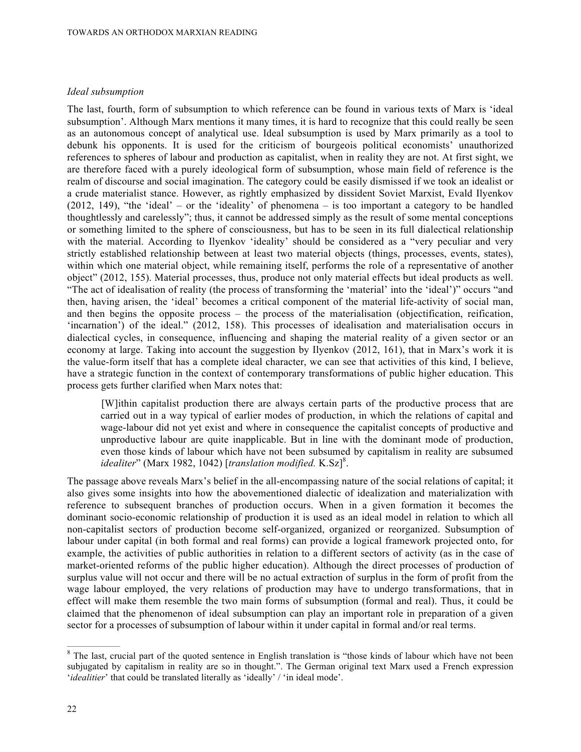### *Ideal subsumption*

The last, fourth, form of subsumption to which reference can be found in various texts of Marx is 'ideal subsumption'. Although Marx mentions it many times, it is hard to recognize that this could really be seen as an autonomous concept of analytical use. Ideal subsumption is used by Marx primarily as a tool to debunk his opponents. It is used for the criticism of bourgeois political economists' unauthorized references to spheres of labour and production as capitalist, when in reality they are not. At first sight, we are therefore faced with a purely ideological form of subsumption, whose main field of reference is the realm of discourse and social imagination. The category could be easily dismissed if we took an idealist or a crude materialist stance. However, as rightly emphasized by dissident Soviet Marxist, Evald Ilyenkov (2012, 149), "the 'ideal' – or the 'ideality' of phenomena – is too important a category to be handled thoughtlessly and carelessly"; thus, it cannot be addressed simply as the result of some mental conceptions or something limited to the sphere of consciousness, but has to be seen in its full dialectical relationship with the material. According to Ilyenkov 'ideality' should be considered as a "very peculiar and very strictly established relationship between at least two material objects (things, processes, events, states), within which one material object, while remaining itself, performs the role of a representative of another object" (2012, 155). Material processes, thus, produce not only material effects but ideal products as well. "The act of idealisation of reality (the process of transforming the 'material' into the 'ideal')" occurs "and then, having arisen, the 'ideal' becomes a critical component of the material life-activity of social man, and then begins the opposite process – the process of the materialisation (objectification, reification, 'incarnation') of the ideal." (2012, 158). This processes of idealisation and materialisation occurs in dialectical cycles, in consequence, influencing and shaping the material reality of a given sector or an economy at large. Taking into account the suggestion by Ilyenkov (2012, 161), that in Marx's work it is the value-form itself that has a complete ideal character, we can see that activities of this kind, I believe, have a strategic function in the context of contemporary transformations of public higher education. This process gets further clarified when Marx notes that:

> [W]ithin capitalist production there are always certain parts of the productive process that are carried out in a way typical of earlier modes of production, in which the relations of capital and wage-labour did not yet exist and where in consequence the capitalist concepts of productive and unproductive labour are quite inapplicable. But in line with the dominant mode of production, even those kinds of labour which have not been subsumed by capitalism in reality are subsumed *idealiter*" (Marx 1982, 1042) [*translation modified.* K.Sz][8].

The passage above reveals Marx's belief in the all-encompassing nature of the social relations of capital; it also gives some insights into how the abovementioned dialectic of idealization and materialization with reference to subsequent branches of production occurs. When in a given formation it becomes the dominant socio-economic relationship of production it is used as an ideal model in relation to which all non-capitalist sectors of production become self-organized, organized or reorganized. Subsumption of labour under capital (in both formal and real forms) can provide a logical framework projected onto, for example, the activities of public authorities in relation to a different sectors of activity (as in the case of market-oriented reforms of the public higher education). Although the direct processes of production of surplus value will not occur and there will be no actual extraction of surplus in the form of profit from the wage labour employed, the very relations of production may have to undergo transformations, that in effect will make them resemble the two main forms of subsumption (formal and real). Thus, it could be claimed that the phenomenon of ideal subsumption can play an important role in preparation of a given sector for a processes of subsumption of labour within it under capital in formal and/or real terms.

---

[8] The last, crucial part of the quoted sentence in English translation is "those kinds of labour which have not been subjugated by capitalism in reality are so in thought.". The German original text Marx used a French expression '*idealitier*' that could be translated literally as 'ideally' / 'in ideal mode'.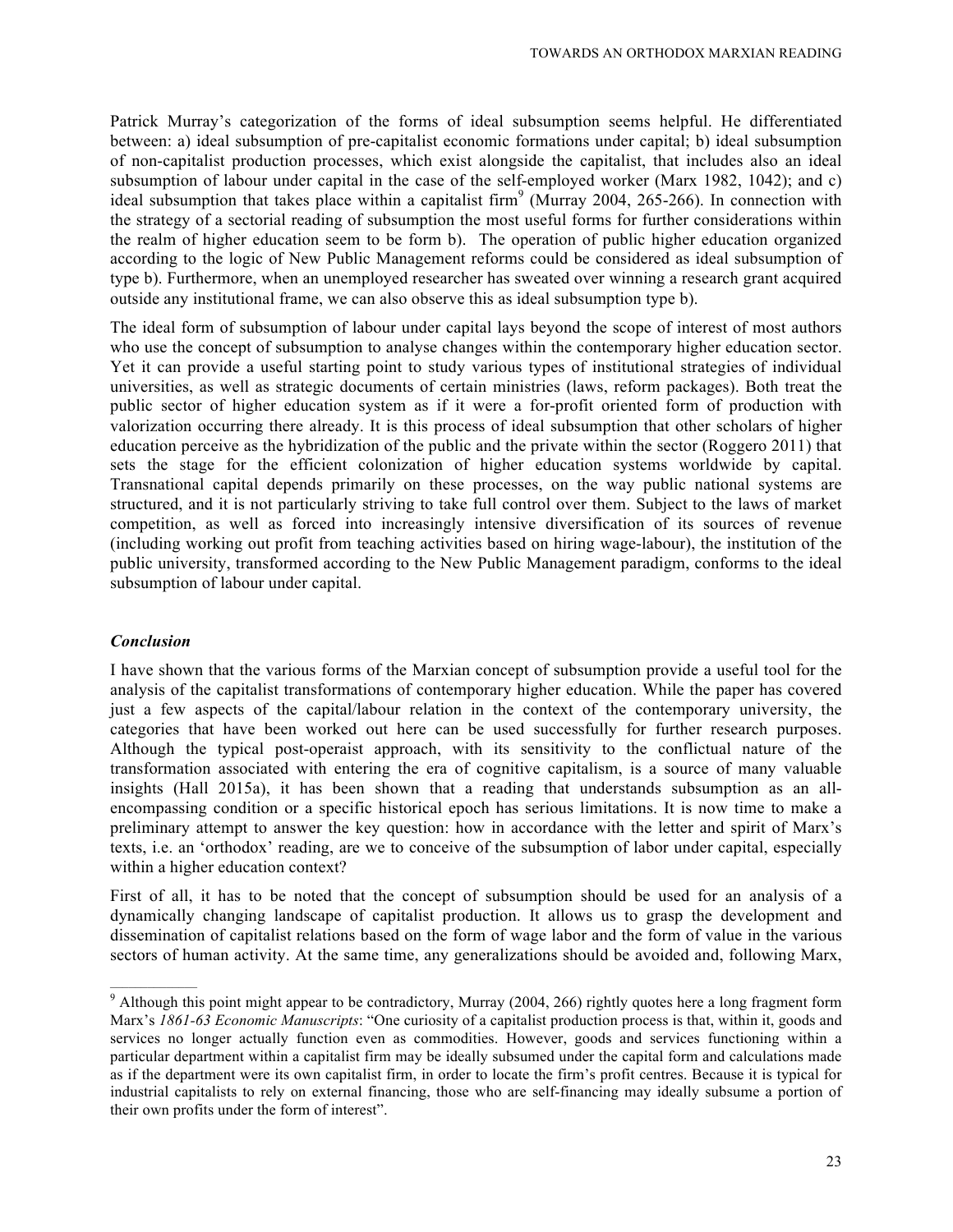Patrick Murray's categorization of the forms of ideal subsumption seems helpful. He differentiated between: a) ideal subsumption of pre-capitalist economic formations under capital; b) ideal subsumption of non-capitalist production processes, which exist alongside the capitalist, that includes also an ideal subsumption of labour under capital in the case of the self-employed worker (Marx 1982, 1042); and c) ideal subsumption that takes place within a capitalist firm[9] (Murray 2004, 265-266). In connection with the strategy of a sectorial reading of subsumption the most useful forms for further considerations within the realm of higher education seem to be form b). The operation of public higher education organized according to the logic of New Public Management reforms could be considered as ideal subsumption of type b). Furthermore, when an unemployed researcher has sweated over winning a research grant acquired outside any institutional frame, we can also observe this as ideal subsumption type b).

The ideal form of subsumption of labour under capital lays beyond the scope of interest of most authors who use the concept of subsumption to analyse changes within the contemporary higher education sector. Yet it can provide a useful starting point to study various types of institutional strategies of individual universities, as well as strategic documents of certain ministries (laws, reform packages). Both treat the public sector of higher education system as if it were a for-profit oriented form of production with valorization occurring there already. It is this process of ideal subsumption that other scholars of higher education perceive as the hybridization of the public and the private within the sector (Roggero 2011) that sets the stage for the efficient colonization of higher education systems worldwide by capital. Transnational capital depends primarily on these processes, on the way public national systems are structured, and it is not particularly striving to take full control over them. Subject to the laws of market competition, as well as forced into increasingly intensive diversification of its sources of revenue (including working out profit from teaching activities based on hiring wage-labour), the institution of the public university, transformed according to the New Public Management paradigm, conforms to the ideal subsumption of labour under capital.

### *Conclusion*

I have shown that the various forms of the Marxian concept of subsumption provide a useful tool for the analysis of the capitalist transformations of contemporary higher education. While the paper has covered just a few aspects of the capital/labour relation in the context of the contemporary university, the categories that have been worked out here can be used successfully for further research purposes. Although the typical post-operaist approach, with its sensitivity to the conflictual nature of the transformation associated with entering the era of cognitive capitalism, is a source of many valuable insights (Hall 2015a), it has been shown that a reading that understands subsumption as an all-encompassing condition or a specific historical epoch has serious limitations. It is now time to make a preliminary attempt to answer the key question: how in accordance with the letter and spirit of Marx's texts, i.e. an 'orthodox' reading, are we to conceive of the subsumption of labor under capital, especially within a higher education context?

First of all, it has to be noted that the concept of subsumption should be used for an analysis of a dynamically changing landscape of capitalist production. It allows us to grasp the development and dissemination of capitalist relations based on the form of wage labor and the form of value in the various sectors of human activity. At the same time, any generalizations should be avoided and, following Marx,

---

[9] Although this point might appear to be contradictory, Murray (2004, 266) rightly quotes here a long fragment form Marx's *1861-63 Economic Manuscripts*: "One curiosity of a capitalist production process is that, within it, goods and services no longer actually function even as commodities. However, goods and services functioning within a particular department within a capitalist firm may be ideally subsumed under the capital form and calculations made as if the department were its own capitalist firm, in order to locate the firm's profit centres. Because it is typical for industrial capitalists to rely on external financing, those who are self-financing may ideally subsume a portion of their own profits under the form of interest".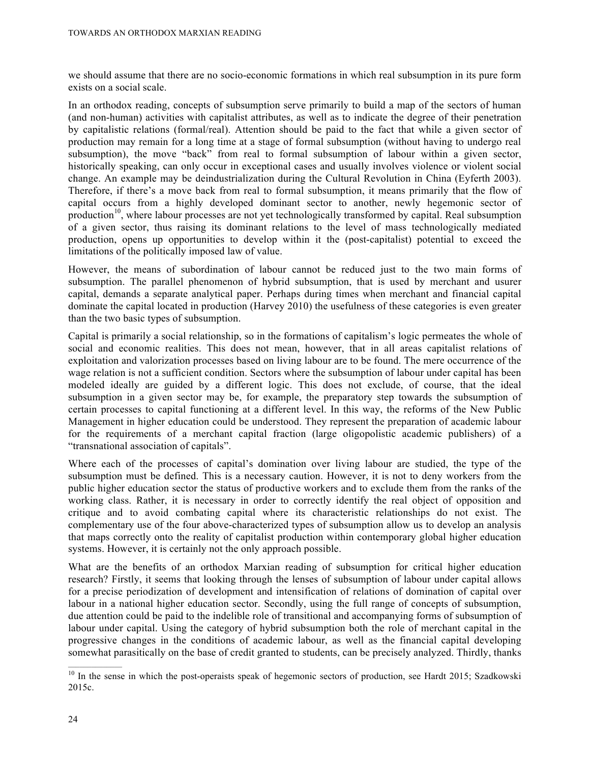we should assume that there are no socio-economic formations in which real subsumption in its pure form exists on a social scale.

In an orthodox reading, concepts of subsumption serve primarily to build a map of the sectors of human (and non-human) activities with capitalist attributes, as well as to indicate the degree of their penetration by capitalistic relations (formal/real). Attention should be paid to the fact that while a given sector of production may remain for a long time at a stage of formal subsumption (without having to undergo real subsumption), the move "back" from real to formal subsumption of labour within a given sector, historically speaking, can only occur in exceptional cases and usually involves violence or violent social change. An example may be deindustrialization during the Cultural Revolution in China (Eyferth 2003). Therefore, if there's a move back from real to formal subsumption, it means primarily that the flow of capital occurs from a highly developed dominant sector to another, newly hegemonic sector of production[10], where labour processes are not yet technologically transformed by capital. Real subsumption of a given sector, thus raising its dominant relations to the level of mass technologically mediated production, opens up opportunities to develop within it the (post-capitalist) potential to exceed the limitations of the politically imposed law of value.

However, the means of subordination of labour cannot be reduced just to the two main forms of subsumption. The parallel phenomenon of hybrid subsumption, that is used by merchant and usurer capital, demands a separate analytical paper. Perhaps during times when merchant and financial capital dominate the capital located in production (Harvey 2010) the usefulness of these categories is even greater than the two basic types of subsumption.

Capital is primarily a social relationship, so in the formations of capitalism's logic permeates the whole of social and economic realities. This does not mean, however, that in all areas capitalist relations of exploitation and valorization processes based on living labour are to be found. The mere occurrence of the wage relation is not a sufficient condition. Sectors where the subsumption of labour under capital has been modeled ideally are guided by a different logic. This does not exclude, of course, that the ideal subsumption in a given sector may be, for example, the preparatory step towards the subsumption of certain processes to capital functioning at a different level. In this way, the reforms of the New Public Management in higher education could be understood. They represent the preparation of academic labour for the requirements of a merchant capital fraction (large oligopolistic academic publishers) of a "transnational association of capitals".

Where each of the processes of capital's domination over living labour are studied, the type of the subsumption must be defined. This is a necessary caution. However, it is not to deny workers from the public higher education sector the status of productive workers and to exclude them from the ranks of the working class. Rather, it is necessary in order to correctly identify the real object of opposition and critique and to avoid combating capital where its characteristic relationships do not exist. The complementary use of the four above-characterized types of subsumption allow us to develop an analysis that maps correctly onto the reality of capitalist production within contemporary global higher education systems. However, it is certainly not the only approach possible.

What are the benefits of an orthodox Marxian reading of subsumption for critical higher education research? Firstly, it seems that looking through the lenses of subsumption of labour under capital allows for a precise periodization of development and intensification of relations of domination of capital over labour in a national higher education sector. Secondly, using the full range of concepts of subsumption, due attention could be paid to the indelible role of transitional and accompanying forms of subsumption of labour under capital. Using the category of hybrid subsumption both the role of merchant capital in the progressive changes in the conditions of academic labour, as well as the financial capital developing somewhat parasitically on the base of credit granted to students, can be precisely analyzed. Thirdly, thanks

[10] In the sense in which the post-operaists speak of hegemonic sectors of production, see Hardt 2015; Szadkowski 2015c.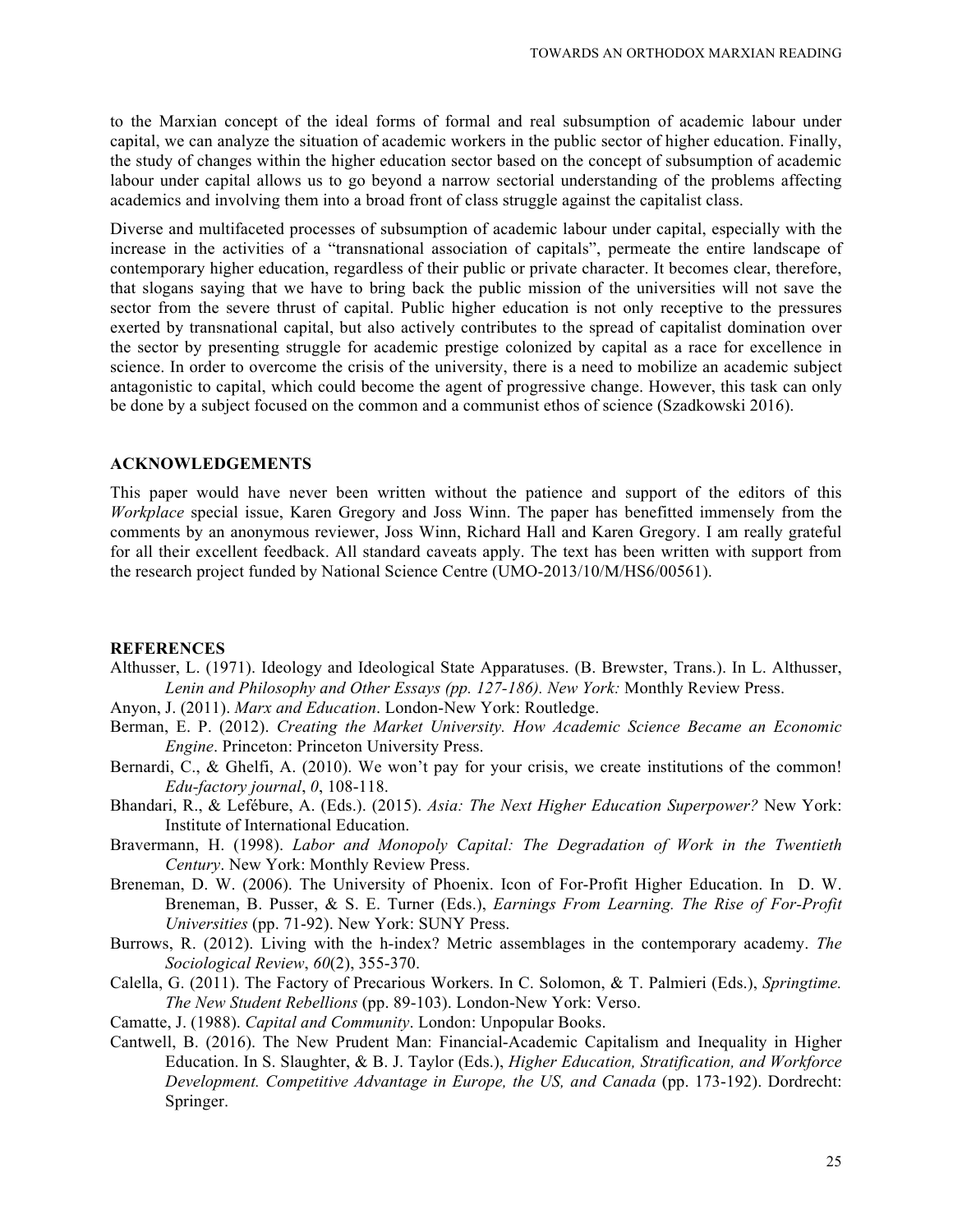to the Marxian concept of the ideal forms of formal and real subsumption of academic labour under capital, we can analyze the situation of academic workers in the public sector of higher education. Finally, the study of changes within the higher education sector based on the concept of subsumption of academic labour under capital allows us to go beyond a narrow sectorial understanding of the problems affecting academics and involving them into a broad front of class struggle against the capitalist class.

Diverse and multifaceted processes of subsumption of academic labour under capital, especially with the increase in the activities of a "transnational association of capitals", permeate the entire landscape of contemporary higher education, regardless of their public or private character. It becomes clear, therefore, that slogans saying that we have to bring back the public mission of the universities will not save the sector from the severe thrust of capital. Public higher education is not only receptive to the pressures exerted by transnational capital, but also actively contributes to the spread of capitalist domination over the sector by presenting struggle for academic prestige colonized by capital as a race for excellence in science. In order to overcome the crisis of the university, there is a need to mobilize an academic subject antagonistic to capital, which could become the agent of progressive change. However, this task can only be done by a subject focused on the common and a communist ethos of science (Szadkowski 2016).

## ACKNOWLEDGEMENTS

This paper would have never been written without the patience and support of the editors of this *Workplace* special issue, Karen Gregory and Joss Winn. The paper has benefitted immensely from the comments by an anonymous reviewer, Joss Winn, Richard Hall and Karen Gregory. I am really grateful for all their excellent feedback. All standard caveats apply. The text has been written with support from the research project funded by National Science Centre (UMO-2013/10/M/HS6/00561).

## REFERENCES

Althusser, L. (1971). Ideology and Ideological State Apparatuses. (B. Brewster, Trans.). In L. Althusser, *Lenin and Philosophy and Other Essays (pp. 127-186). New York:* Monthly Review Press.

Anyon, J. (2011). *Marx and Education*. London-New York: Routledge.

Berman, E. P. (2012). *Creating the Market University. How Academic Science Became an Economic Engine*. Princeton: Princeton University Press.

Bernardi, C., & Ghelfi, A. (2010). We won't pay for your crisis, we create institutions of the common! *Edu-factory journal*, *0*, 108-118.

Bhandari, R., & Lefébure, A. (Eds.). (2015). *Asia: The Next Higher Education Superpower?* New York: Institute of International Education.

Bravermann, H. (1998). *Labor and Monopoly Capital: The Degradation of Work in the Twentieth Century*. New York: Monthly Review Press.

Breneman, D. W. (2006). The University of Phoenix. Icon of For-Profit Higher Education. In D. W. Breneman, B. Pusser, & S. E. Turner (Eds.), *Earnings From Learning. The Rise of For-Profit Universities* (pp. 71-92). New York: SUNY Press.

Burrows, R. (2012). Living with the h-index? Metric assemblages in the contemporary academy. *The Sociological Review*, *60*(2), 355-370.

Calella, G. (2011). The Factory of Precarious Workers. In C. Solomon, & T. Palmieri (Eds.), *Springtime. The New Student Rebellions* (pp. 89-103). London-New York: Verso.

Camatte, J. (1988). *Capital and Community*. London: Unpopular Books.

Cantwell, B. (2016). The New Prudent Man: Financial-Academic Capitalism and Inequality in Higher Education. In S. Slaughter, & B. J. Taylor (Eds.), *Higher Education, Stratification, and Workforce Development. Competitive Advantage in Europe, the US, and Canada* (pp. 173-192). Dordrecht: Springer.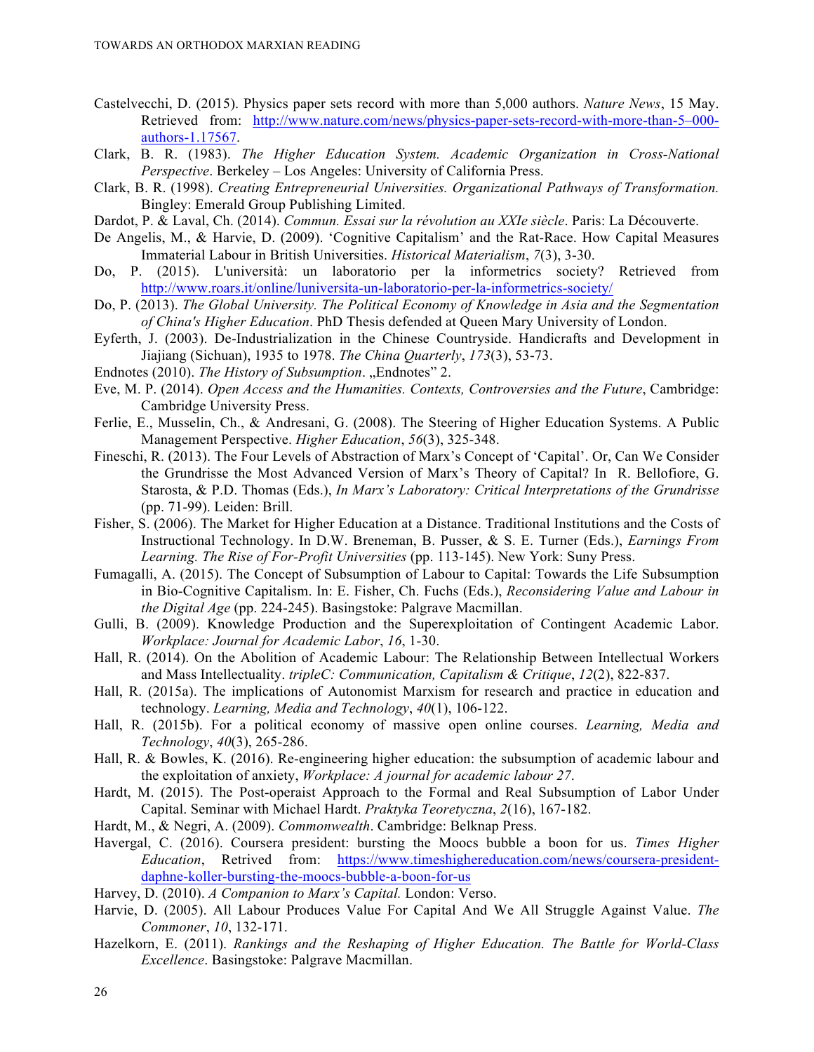Castelvecchi, D. (2015). Physics paper sets record with more than 5,000 authors. *Nature News*, 15 May. Retrieved from: http://www.nature.com/news/physics-paper-sets-record-with-more-than-5–000-authors-1.17567.

Clark, B. R. (1983). *The Higher Education System. Academic Organization in Cross-National Perspective*. Berkeley – Los Angeles: University of California Press.

Clark, B. R. (1998). *Creating Entrepreneurial Universities. Organizational Pathways of Transformation.* Bingley: Emerald Group Publishing Limited.

Dardot, P. & Laval, Ch. (2014). *Commun. Essai sur la révolution au XXIe siècle*. Paris: La Découverte.

De Angelis, M., & Harvie, D. (2009). 'Cognitive Capitalism' and the Rat-Race. How Capital Measures Immaterial Labour in British Universities. *Historical Materialism*, *7*(3), 3-30.

Do, P. (2015). L'università: un laboratorio per la informetrics society? Retrieved from http://www.roars.it/online/luniversita-un-laboratorio-per-la-informetrics-society/

Do, P. (2013). *The Global University. The Political Economy of Knowledge in Asia and the Segmentation of China's Higher Education*. PhD Thesis defended at Queen Mary University of London.

Eyferth, J. (2003). De-Industrialization in the Chinese Countryside. Handicrafts and Development in Jiajiang (Sichuan), 1935 to 1978. *The China Quarterly*, *173*(3), 53-73.

Endnotes (2010). *The History of Subsumption*. „Endnotes" 2.

Eve, M. P. (2014). *Open Access and the Humanities. Contexts, Controversies and the Future*, Cambridge: Cambridge University Press.

Ferlie, E., Musselin, Ch., & Andresani, G. (2008). The Steering of Higher Education Systems. A Public Management Perspective. *Higher Education*, *56*(3), 325-348.

Fineschi, R. (2013). The Four Levels of Abstraction of Marx's Concept of 'Capital'. Or, Can We Consider the Grundrisse the Most Advanced Version of Marx's Theory of Capital? In R. Bellofiore, G. Starosta, & P.D. Thomas (Eds.), *In Marx's Laboratory: Critical Interpretations of the Grundrisse* (pp. 71-99). Leiden: Brill.

Fisher, S. (2006). The Market for Higher Education at a Distance. Traditional Institutions and the Costs of Instructional Technology. In D.W. Breneman, B. Pusser, & S. E. Turner (Eds.), *Earnings From Learning. The Rise of For-Profit Universities* (pp. 113-145). New York: Suny Press.

Fumagalli, A. (2015). The Concept of Subsumption of Labour to Capital: Towards the Life Subsumption in Bio-Cognitive Capitalism. In: E. Fisher, Ch. Fuchs (Eds.), *Reconsidering Value and Labour in the Digital Age* (pp. 224-245). Basingstoke: Palgrave Macmillan.

Gulli, B. (2009). Knowledge Production and the Superexploitation of Contingent Academic Labor. *Workplace: Journal for Academic Labor*, *16*, 1-30.

Hall, R. (2014). On the Abolition of Academic Labour: The Relationship Between Intellectual Workers and Mass Intellectuality. *tripleC: Communication, Capitalism & Critique*, *12*(2), 822-837.

Hall, R. (2015a). The implications of Autonomist Marxism for research and practice in education and technology. *Learning, Media and Technology*, *40*(1), 106-122.

Hall, R. (2015b). For a political economy of massive open online courses. *Learning, Media and Technology*, *40*(3), 265-286.

Hall, R. & Bowles, K. (2016). Re-engineering higher education: the subsumption of academic labour and the exploitation of anxiety, *Workplace: A journal for academic labour 27*.

Hardt, M. (2015). The Post-operaist Approach to the Formal and Real Subsumption of Labor Under Capital. Seminar with Michael Hardt. *Praktyka Teoretyczna*, *2*(16), 167-182.

Hardt, M., & Negri, A. (2009). *Commonwealth*. Cambridge: Belknap Press.

Havergal, C. (2016). Coursera president: bursting the Moocs bubble a boon for us. *Times Higher Education*, Retrived from: https://www.timeshighereducation.com/news/coursera-president-daphne-koller-bursting-the-moocs-bubble-a-boon-for-us

Harvey, D. (2010). *A Companion to Marx's Capital.* London: Verso.

Harvie, D. (2005). All Labour Produces Value For Capital And We All Struggle Against Value. *The Commoner*, *10*, 132-171.

Hazelkorn, E. (2011). *Rankings and the Reshaping of Higher Education. The Battle for World-Class Excellence*. Basingstoke: Palgrave Macmillan.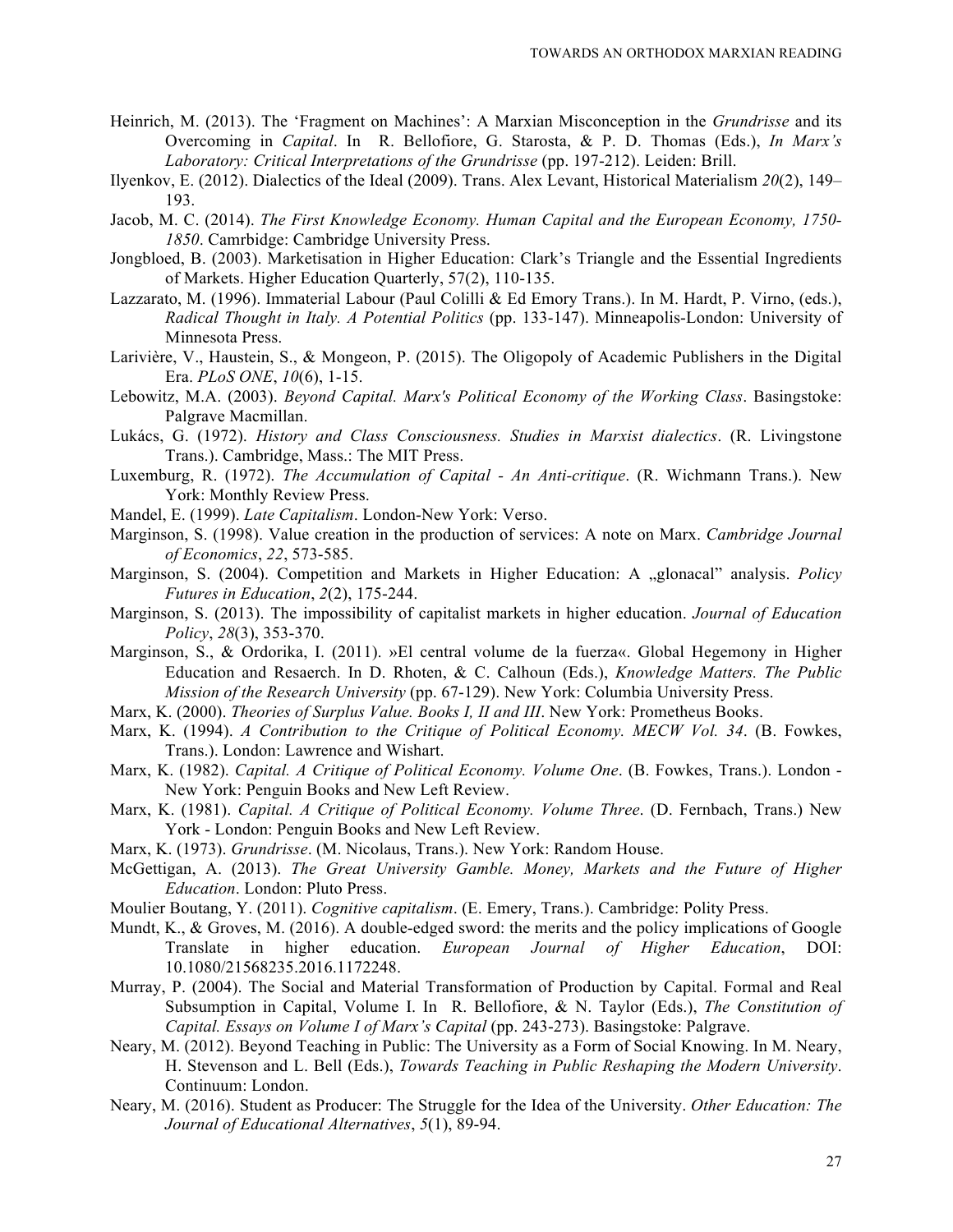Heinrich, M. (2013). The 'Fragment on Machines': A Marxian Misconception in the *Grundrisse* and its Overcoming in *Capital*. In R. Bellofiore, G. Starosta, & P. D. Thomas (Eds.), *In Marx's Laboratory: Critical Interpretations of the Grundrisse* (pp. 197-212). Leiden: Brill.

Ilyenkov, E. (2012). Dialectics of the Ideal (2009). Trans. Alex Levant, Historical Materialism *20*(2), 149–193.

Jacob, M. C. (2014). *The First Knowledge Economy. Human Capital and the European Economy, 1750-1850*. Camrbidge: Cambridge University Press.

Jongbloed, B. (2003). Marketisation in Higher Education: Clark's Triangle and the Essential Ingredients of Markets. Higher Education Quarterly, 57(2), 110-135.

Lazzarato, M. (1996). Immaterial Labour (Paul Colilli & Ed Emory Trans.). In M. Hardt, P. Virno, (eds.), *Radical Thought in Italy. A Potential Politics* (pp. 133-147). Minneapolis-London: University of Minnesota Press.

Larivière, V., Haustein, S., & Mongeon, P. (2015). The Oligopoly of Academic Publishers in the Digital Era. *PLoS ONE*, *10*(6), 1-15.

Lebowitz, M.A. (2003). *Beyond Capital. Marx's Political Economy of the Working Class*. Basingstoke: Palgrave Macmillan.

Lukács, G. (1972). *History and Class Consciousness. Studies in Marxist dialectics*. (R. Livingstone Trans.). Cambridge, Mass.: The MIT Press.

Luxemburg, R. (1972). *The Accumulation of Capital - An Anti-critique*. (R. Wichmann Trans.). New York: Monthly Review Press.

Mandel, E. (1999). *Late Capitalism*. London-New York: Verso.

Marginson, S. (1998). Value creation in the production of services: A note on Marx. *Cambridge Journal of Economics*, *22*, 573-585.

Marginson, S. (2004). Competition and Markets in Higher Education: A „glonacal" analysis. *Policy Futures in Education*, *2*(2), 175-244.

Marginson, S. (2013). The impossibility of capitalist markets in higher education. *Journal of Education Policy*, *28*(3), 353-370.

Marginson, S., & Ordorika, I. (2011). »El central volume de la fuerza«. Global Hegemony in Higher Education and Resaerch. In D. Rhoten, & C. Calhoun (Eds.), *Knowledge Matters. The Public Mission of the Research University* (pp. 67-129). New York: Columbia University Press.

Marx, K. (2000). *Theories of Surplus Value. Books I, II and III*. New York: Prometheus Books.

Marx, K. (1994). *A Contribution to the Critique of Political Economy. MECW Vol. 34*. (B. Fowkes, Trans.). London: Lawrence and Wishart.

Marx, K. (1982). *Capital. A Critique of Political Economy. Volume One*. (B. Fowkes, Trans.). London - New York: Penguin Books and New Left Review.

Marx, K. (1981). *Capital. A Critique of Political Economy. Volume Three*. (D. Fernbach, Trans.) New York - London: Penguin Books and New Left Review.

Marx, K. (1973). *Grundrisse*. (M. Nicolaus, Trans.). New York: Random House.

McGettigan, A. (2013). *The Great University Gamble. Money, Markets and the Future of Higher Education*. London: Pluto Press.

Moulier Boutang, Y. (2011). *Cognitive capitalism*. (E. Emery, Trans.). Cambridge: Polity Press.

Mundt, K., & Groves, M. (2016). A double-edged sword: the merits and the policy implications of Google Translate in higher education. *European Journal of Higher Education*, DOI: 10.1080/21568235.2016.1172248.

Murray, P. (2004). The Social and Material Transformation of Production by Capital. Formal and Real Subsumption in Capital, Volume I. In R. Bellofiore, & N. Taylor (Eds.), *The Constitution of Capital. Essays on Volume I of Marx's Capital* (pp. 243-273). Basingstoke: Palgrave.

Neary, M. (2012). Beyond Teaching in Public: The University as a Form of Social Knowing. In M. Neary, H. Stevenson and L. Bell (Eds.), *Towards Teaching in Public Reshaping the Modern University*. Continuum: London.

Neary, M. (2016). Student as Producer: The Struggle for the Idea of the University. *Other Education: The Journal of Educational Alternatives*, *5*(1), 89-94.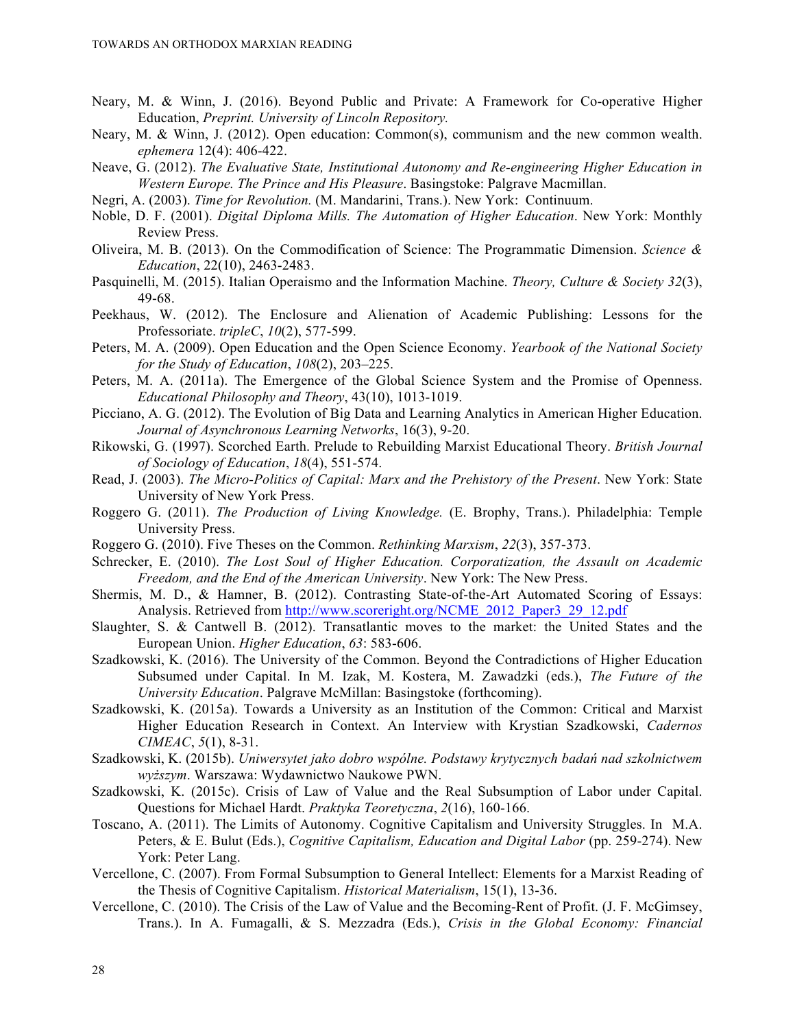Neary, M. & Winn, J. (2016). Beyond Public and Private: A Framework for Co-operative Higher Education, *Preprint. University of Lincoln Repository.*

Neary, M. & Winn, J. (2012). Open education: Common(s), communism and the new common wealth. *ephemera* 12(4): 406-422.

Neave, G. (2012). *The Evaluative State, Institutional Autonomy and Re-engineering Higher Education in Western Europe. The Prince and His Pleasure*. Basingstoke: Palgrave Macmillan.

Negri, A. (2003). *Time for Revolution.* (M. Mandarini, Trans.). New York: Continuum.

Noble, D. F. (2001). *Digital Diploma Mills. The Automation of Higher Education*. New York: Monthly Review Press.

Oliveira, M. B. (2013). On the Commodification of Science: The Programmatic Dimension. *Science & Education*, 22(10), 2463-2483.

Pasquinelli, M. (2015). Italian Operaismo and the Information Machine. *Theory, Culture & Society 32*(3), 49-68.

Peekhaus, W. (2012). The Enclosure and Alienation of Academic Publishing: Lessons for the Professoriate. *tripleC*, *10*(2), 577-599.

Peters, M. A. (2009). Open Education and the Open Science Economy. *Yearbook of the National Society for the Study of Education*, *108*(2), 203–225.

Peters, M. A. (2011a). The Emergence of the Global Science System and the Promise of Openness. *Educational Philosophy and Theory*, 43(10), 1013-1019.

Picciano, A. G. (2012). The Evolution of Big Data and Learning Analytics in American Higher Education. *Journal of Asynchronous Learning Networks*, 16(3), 9-20.

Rikowski, G. (1997). Scorched Earth. Prelude to Rebuilding Marxist Educational Theory. *British Journal of Sociology of Education*, *18*(4), 551-574.

Read, J. (2003). *The Micro-Politics of Capital: Marx and the Prehistory of the Present*. New York: State University of New York Press.

Roggero G. (2011). *The Production of Living Knowledge.* (E. Brophy, Trans.). Philadelphia: Temple University Press.

Roggero G. (2010). Five Theses on the Common. *Rethinking Marxism*, *22*(3), 357-373.

Schrecker, E. (2010). *The Lost Soul of Higher Education. Corporatization, the Assault on Academic Freedom, and the End of the American University*. New York: The New Press.

Shermis, M. D., & Hamner, B. (2012). Contrasting State-of-the-Art Automated Scoring of Essays: Analysis. Retrieved from http://www.scoreright.org/NCME_2012_Paper3_29_12.pdf

Slaughter, S. & Cantwell B. (2012). Transatlantic moves to the market: the United States and the European Union. *Higher Education*, *63*: 583-606.

Szadkowski, K. (2016). The University of the Common. Beyond the Contradictions of Higher Education Subsumed under Capital. In M. Izak, M. Kostera, M. Zawadzki (eds.), *The Future of the University Education*. Palgrave McMillan: Basingstoke (forthcoming).

Szadkowski, K. (2015a). Towards a University as an Institution of the Common: Critical and Marxist Higher Education Research in Context. An Interview with Krystian Szadkowski, *Cadernos CIMEAC*, *5*(1), 8-31.

Szadkowski, K. (2015b). *Uniwersytet jako dobro wspólne. Podstawy krytycznych badań nad szkolnictwem wyższym*. Warszawa: Wydawnictwo Naukowe PWN.

Szadkowski, K. (2015c). Crisis of Law of Value and the Real Subsumption of Labor under Capital. Questions for Michael Hardt. *Praktyka Teoretyczna*, *2*(16), 160-166.

Toscano, A. (2011). The Limits of Autonomy. Cognitive Capitalism and University Struggles. In M.A. Peters, & E. Bulut (Eds.), *Cognitive Capitalism, Education and Digital Labor* (pp. 259-274). New York: Peter Lang.

Vercellone, C. (2007). From Formal Subsumption to General Intellect: Elements for a Marxist Reading of the Thesis of Cognitive Capitalism. *Historical Materialism*, 15(1), 13-36.

Vercellone, C. (2010). The Crisis of the Law of Value and the Becoming-Rent of Profit. (J. F. McGimsey, Trans.). In A. Fumagalli, & S. Mezzadra (Eds.), *Crisis in the Global Economy: Financial*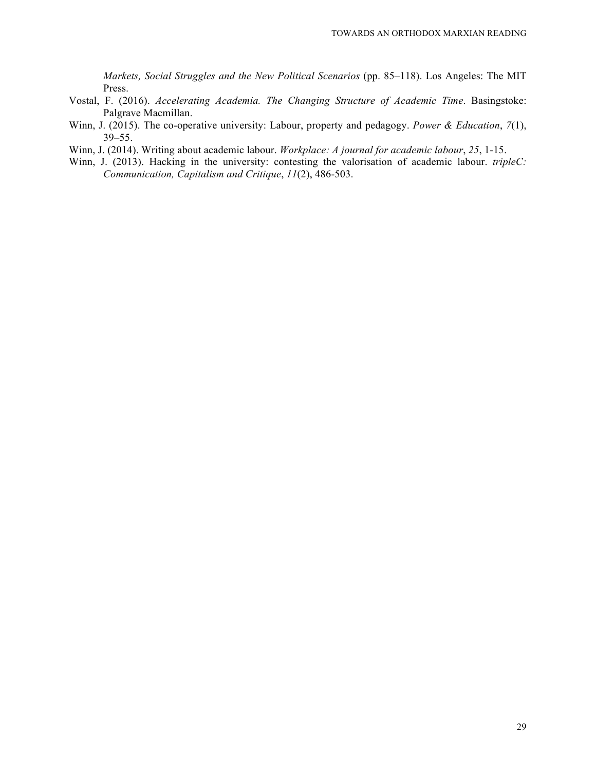*Markets, Social Struggles and the New Political Scenarios* (pp. 85–118). Los Angeles: The MIT Press.

Vostal, F. (2016). *Accelerating Academia. The Changing Structure of Academic Time*. Basingstoke: Palgrave Macmillan.

Winn, J. (2015). The co-operative university: Labour, property and pedagogy. *Power & Education*, *7*(1), 39–55.

Winn, J. (2014). Writing about academic labour. *Workplace: A journal for academic labour*, *25*, 1-15.

Winn, J. (2013). Hacking in the university: contesting the valorisation of academic labour. *tripleC: Communication, Capitalism and Critique*, *11*(2), 486-503.